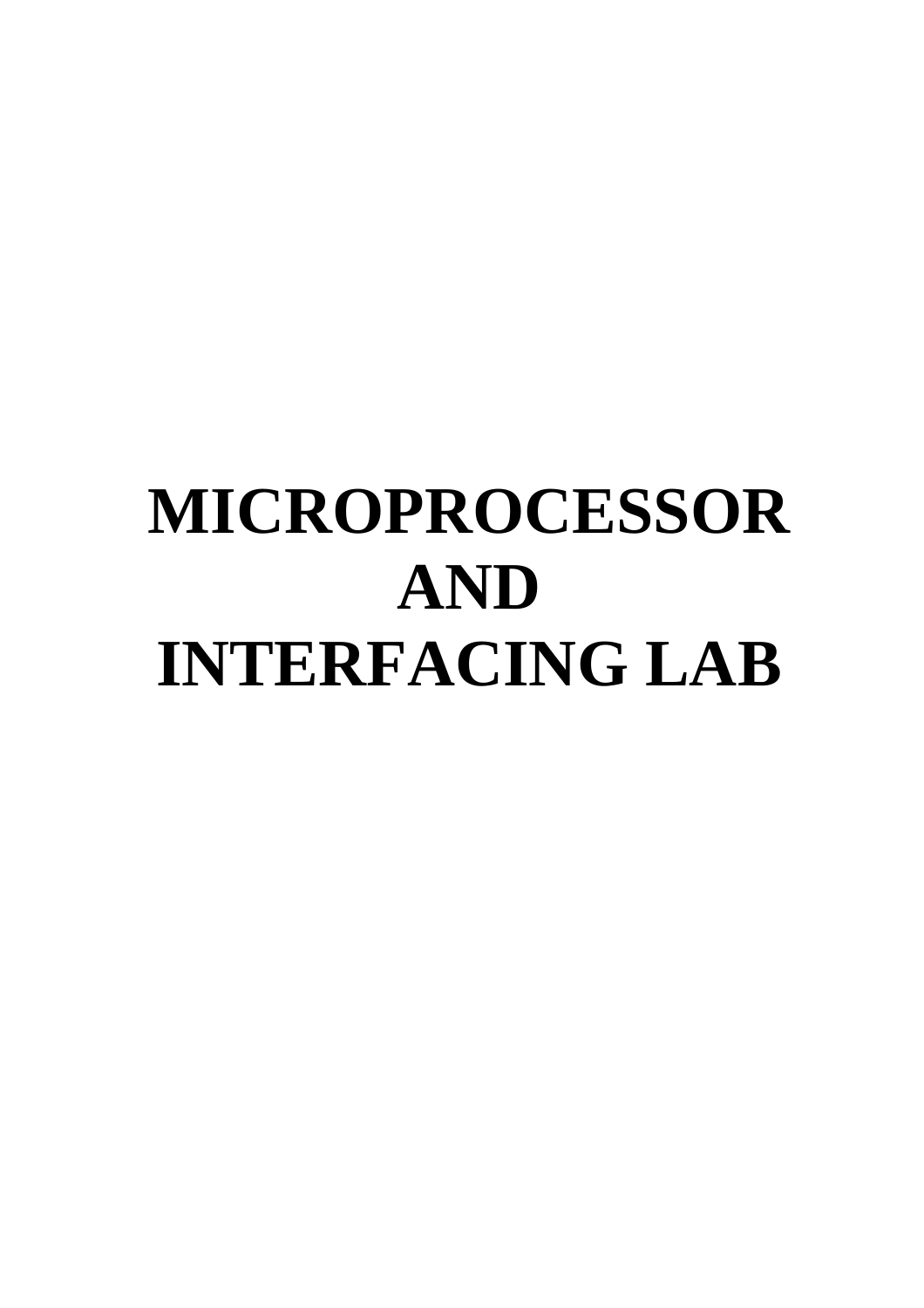# MICROPROCESSOR AND INTERFACING LAB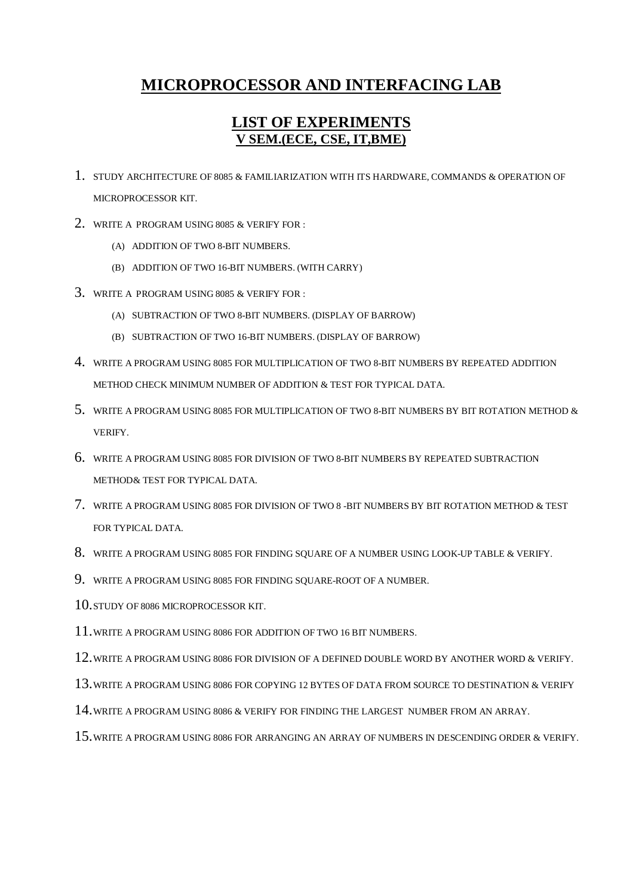# MICROPROCESSOR AND INTERFACING LAB

## LIST OF EXPERIMENTS
### V SEM.(ECE, CSE, IT,BME)

1. STUDY ARCHITECTURE OF 8085 & FAMILIARIZATION WITH ITS HARDWARE, COMMANDS & OPERATION OF MICROPROCESSOR KIT.
2. WRITE A PROGRAM USING 8085 & VERIFY FOR :
   - (A) ADDITION OF TWO 8-BIT NUMBERS.
   - (B) ADDITION OF TWO 16-BIT NUMBERS. (WITH CARRY)
3. WRITE A PROGRAM USING 8085 & VERIFY FOR :
   - (A) SUBTRACTION OF TWO 8-BIT NUMBERS. (DISPLAY OF BARROW)
   - (B) SUBTRACTION OF TWO 16-BIT NUMBERS. (DISPLAY OF BARROW)
4. WRITE A PROGRAM USING 8085 FOR MULTIPLICATION OF TWO 8-BIT NUMBERS BY REPEATED ADDITION METHOD CHECK MINIMUM NUMBER OF ADDITION & TEST FOR TYPICAL DATA.
5. WRITE A PROGRAM USING 8085 FOR MULTIPLICATION OF TWO 8-BIT NUMBERS BY BIT ROTATION METHOD & VERIFY.
6. WRITE A PROGRAM USING 8085 FOR DIVISION OF TWO 8-BIT NUMBERS BY REPEATED SUBTRACTION METHOD& TEST FOR TYPICAL DATA.
7. WRITE A PROGRAM USING 8085 FOR DIVISION OF TWO 8 -BIT NUMBERS BY BIT ROTATION METHOD & TEST FOR TYPICAL DATA.
8. WRITE A PROGRAM USING 8085 FOR FINDING SQUARE OF A NUMBER USING LOOK-UP TABLE & VERIFY.
9. WRITE A PROGRAM USING 8085 FOR FINDING SQUARE-ROOT OF A NUMBER.
10. STUDY OF 8086 MICROPROCESSOR KIT.
11. WRITE A PROGRAM USING 8086 FOR ADDITION OF TWO 16 BIT NUMBERS.
12. WRITE A PROGRAM USING 8086 FOR DIVISION OF A DEFINED DOUBLE WORD BY ANOTHER WORD & VERIFY.
13. WRITE A PROGRAM USING 8086 FOR COPYING 12 BYTES OF DATA FROM SOURCE TO DESTINATION & VERIFY
14. WRITE A PROGRAM USING 8086 & VERIFY FOR FINDING THE LARGEST NUMBER FROM AN ARRAY.
15. WRITE A PROGRAM USING 8086 FOR ARRANGING AN ARRAY OF NUMBERS IN DESCENDING ORDER & VERIFY.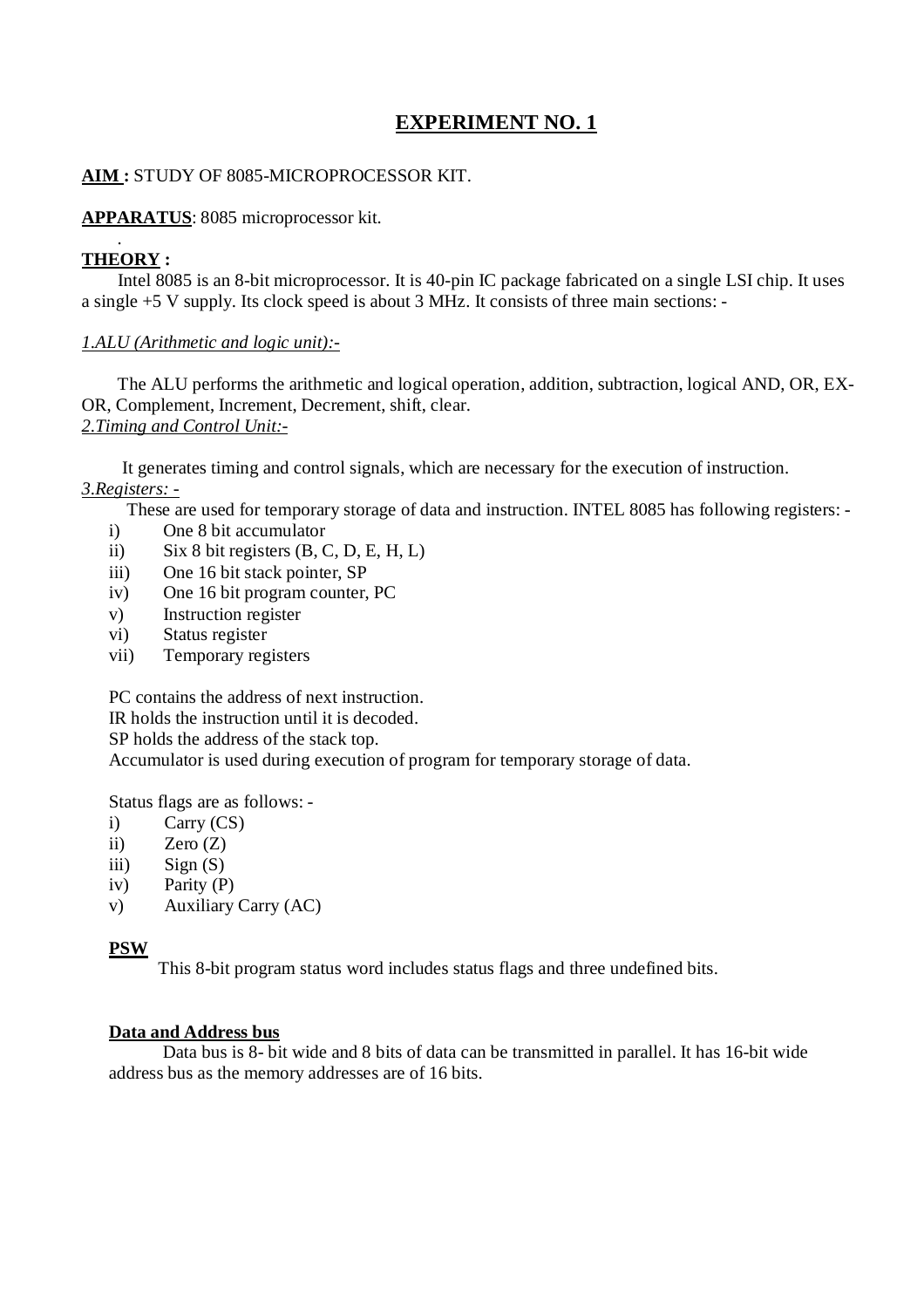# EXPERIMENT NO. 1

**AIM :** STUDY OF 8085-MICROPROCESSOR KIT.

**APPARATUS**: 8085 microprocessor kit.

**THEORY :**

Intel 8085 is an 8-bit microprocessor. It is 40-pin IC package fabricated on a single LSI chip. It uses a single +5 V supply. Its clock speed is about 3 MHz. It consists of three main sections: -

*1.ALU (Arithmetic and logic unit):-*

The ALU performs the arithmetic and logical operation, addition, subtraction, logical AND, OR, EX-OR, Complement, Increment, Decrement, shift, clear.

*2.Timing and Control Unit:-*

It generates timing and control signals, which are necessary for the execution of instruction.

*3.Registers: -*

These are used for temporary storage of data and instruction. INTEL 8085 has following registers: -

i) One 8 bit accumulator
ii) Six 8 bit registers (B, C, D, E, H, L)
iii) One 16 bit stack pointer, SP
iv) One 16 bit program counter, PC
v) Instruction register
vi) Status register
vii) Temporary registers

PC contains the address of next instruction.
IR holds the instruction until it is decoded.
SP holds the address of the stack top.
Accumulator is used during execution of program for temporary storage of data.

Status flags are as follows: -

i) Carry (CS)
ii) Zero (Z)
iii) Sign (S)
iv) Parity (P)
v) Auxiliary Carry (AC)

**PSW**

This 8-bit program status word includes status flags and three undefined bits.

**Data and Address bus**

Data bus is 8- bit wide and 8 bits of data can be transmitted in parallel. It has 16-bit wide address bus as the memory addresses are of 16 bits.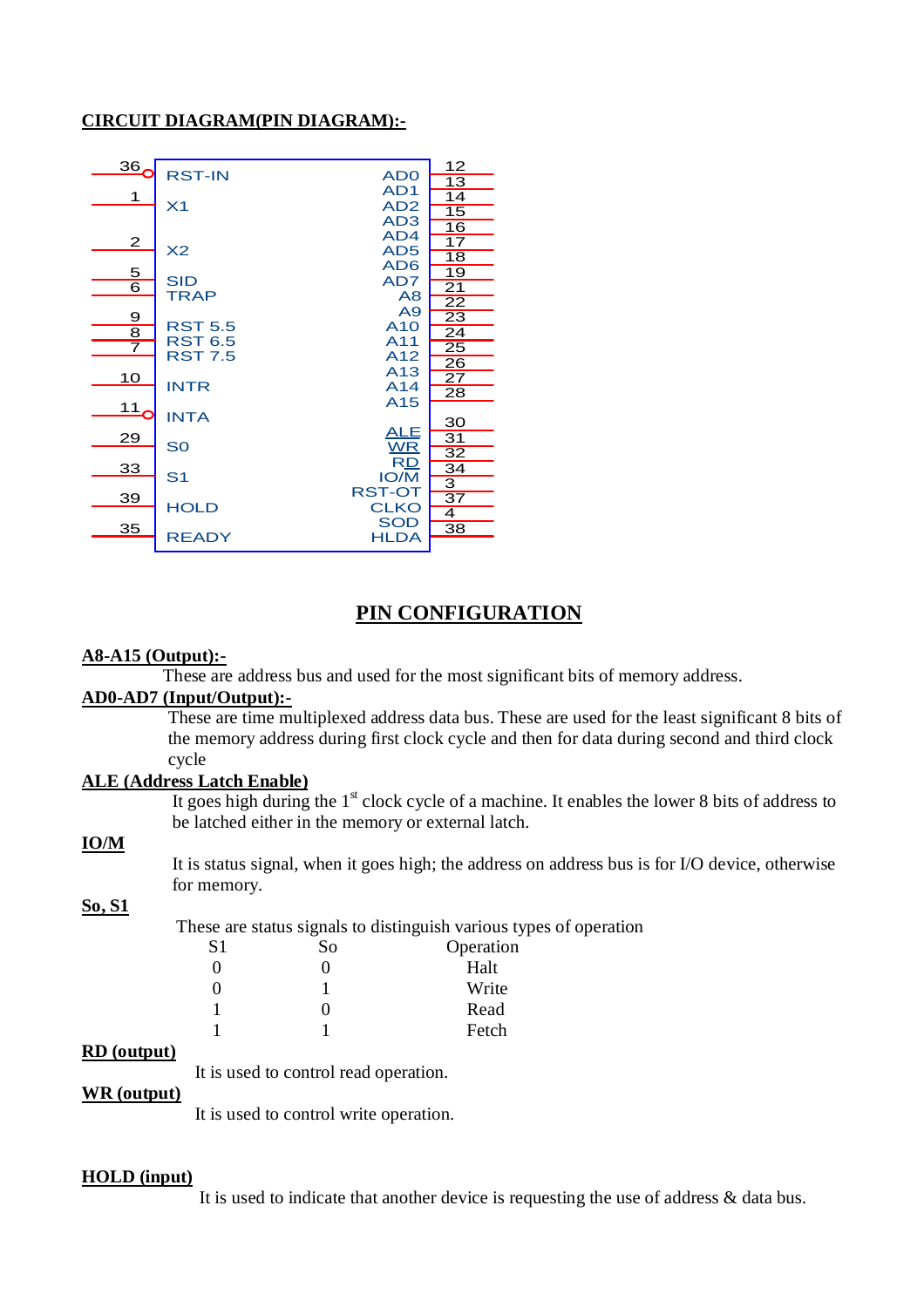**CIRCUIT DIAGRAM(PIN DIAGRAM):-**

| Pin | Left Signal | Right Signal | Pin |
|---|---|---|---|
| 36 | RST-IN | AD0 | 12 |
| 1 | X1 | AD1 | 13 |
| 2 | X2 | AD2 | 14 |
| 5 | SID | AD3 | 15 |
| 6 | TRAP | AD4 | 16 |
| 9 | RST 5.5 | AD5 | 17 |
| 8 | RST 6.5 | AD6 | 18 |
| 7 | RST 7.5 | AD7 | 19 |
| 10 | INTR | A8 | 21 |
| 11 | INTA | A9 | 22 |
| 29 | S0 | A10 | 23 |
| 33 | S1 | A11 | 24 |
| 39 | HOLD | A12 | 25 |
| 35 | READY | A13 | 26 |
| | | A14 | 27 |
| | | A15 | 28 |
| | | ALE | 30 |
| | | WR | 31 |
| | | RD | 32 |
| | | IO/M | 34 |
| | | RST-OT | 3 |
| | | CLKO | 37 |
| | | SOD | 4 |
| | | HLDA | 38 |

## PIN CONFIGURATION

**A8-A15 (Output):-**

These are address bus and used for the most significant bits of memory address.

**AD0-AD7 (Input/Output):-**

These are time multiplexed address data bus. These are used for the least significant 8 bits of the memory address during first clock cycle and then for data during second and third clock cycle

**ALE (Address Latch Enable)**

It goes high during the 1st clock cycle of a machine. It enables the lower 8 bits of address to be latched either in the memory or external latch.

**IO/M**

It is status signal, when it goes high; the address on address bus is for I/O device, otherwise for memory.

**So, S1**

These are status signals to distinguish various types of operation

| S1 | So | Operation |
|---|---|---|
| 0 | 0 | Halt |
| 0 | 1 | Write |
| 1 | 0 | Read |
| 1 | 1 | Fetch |

**RD (output)**

It is used to control read operation.

**WR (output)**

It is used to control write operation.

**HOLD (input)**

It is used to indicate that another device is requesting the use of address & data bus.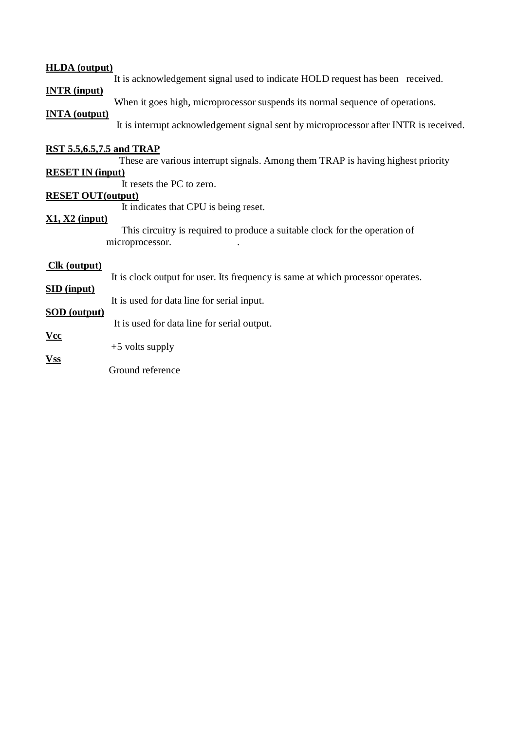**HLDA (output)**

It is acknowledgement signal used to indicate HOLD request has been received.

**INTR (input)**

When it goes high, microprocessor suspends its normal sequence of operations.

**INTA (output)**

It is interrupt acknowledgement signal sent by microprocessor after INTR is received.

**RST 5.5,6.5,7.5 and TRAP**

These are various interrupt signals. Among them TRAP is having highest priority

**RESET IN (input)**

It resets the PC to zero.

**RESET OUT(output)**

It indicates that CPU is being reset.

**X1, X2 (input)**

This circuitry is required to produce a suitable clock for the operation of microprocessor.

**Clk (output)**

It is clock output for user. Its frequency is same at which processor operates.

**SID (input)**

It is used for data line for serial input.

**SOD (output)**

It is used for data line for serial output.

**Vcc**

+5 volts supply

**Vss**

Ground reference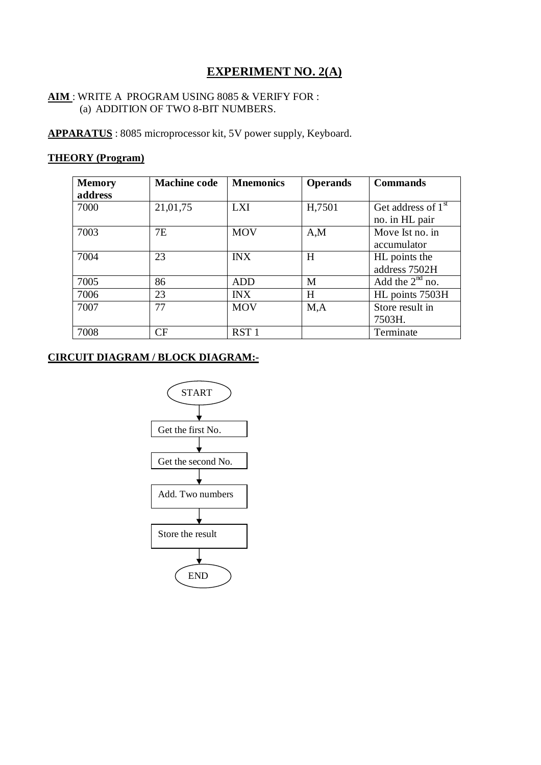# EXPERIMENT NO. 2(A)

**AIM** : WRITE A PROGRAM USING 8085 & VERIFY FOR :
(a) ADDITION OF TWO 8-BIT NUMBERS.

**APPARATUS** : 8085 microprocessor kit, 5V power supply, Keyboard.

**THEORY (Program)**

| Memory address | Machine code | Mnemonics | Operands | Commands |
|---|---|---|---|---|
| 7000 | 21,01,75 | LXI | H,7501 | Get address of 1st no. in HL pair |
| 7003 | 7E | MOV | A,M | Move Ist no. in accumulator |
| 7004 | 23 | INX | H | HL points the address 7502H |
| 7005 | 86 | ADD | M | Add the 2nd no. |
| 7006 | 23 | INX | H | HL points 7503H |
| 7007 | 77 | MOV | M,A | Store result in 7503H. |
| 7008 | CF | RST 1 | | Terminate |

**CIRCUIT DIAGRAM / BLOCK DIAGRAM:-**

START → Get the first No. → Get the second No. → Add. Two numbers → Store the result → END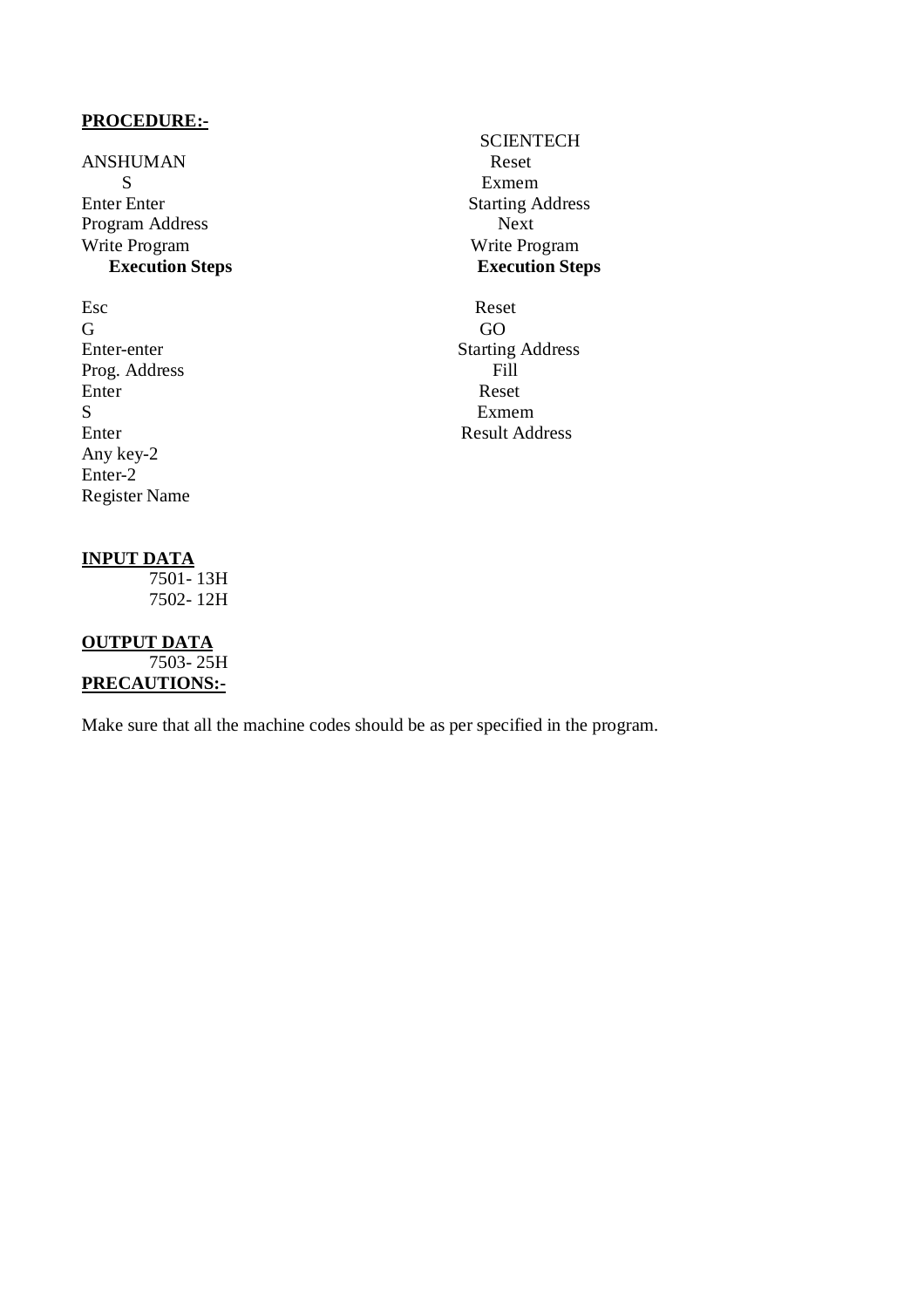**PROCEDURE:-**

| ANSHUMAN | SCIENTECH |
|---|---|
| S | Reset |
| Enter Enter | Exmem |
| Program Address | Starting Address |
| Write Program | Next |
| | Write Program |
| **Execution Steps** | **Execution Steps** |
| Esc | Reset |
| G | GO |
| Enter-enter | Starting Address |
| Prog. Address | Fill |
| Enter | Reset |
| S | Exmem |
| Enter | Result Address |
| Any key-2 | |
| Enter-2 | |
| Register Name | |

**INPUT DATA**

7501- 13H
7502- 12H

**OUTPUT DATA**

7503- 25H

**PRECAUTIONS:-**

Make sure that all the machine codes should be as per specified in the program.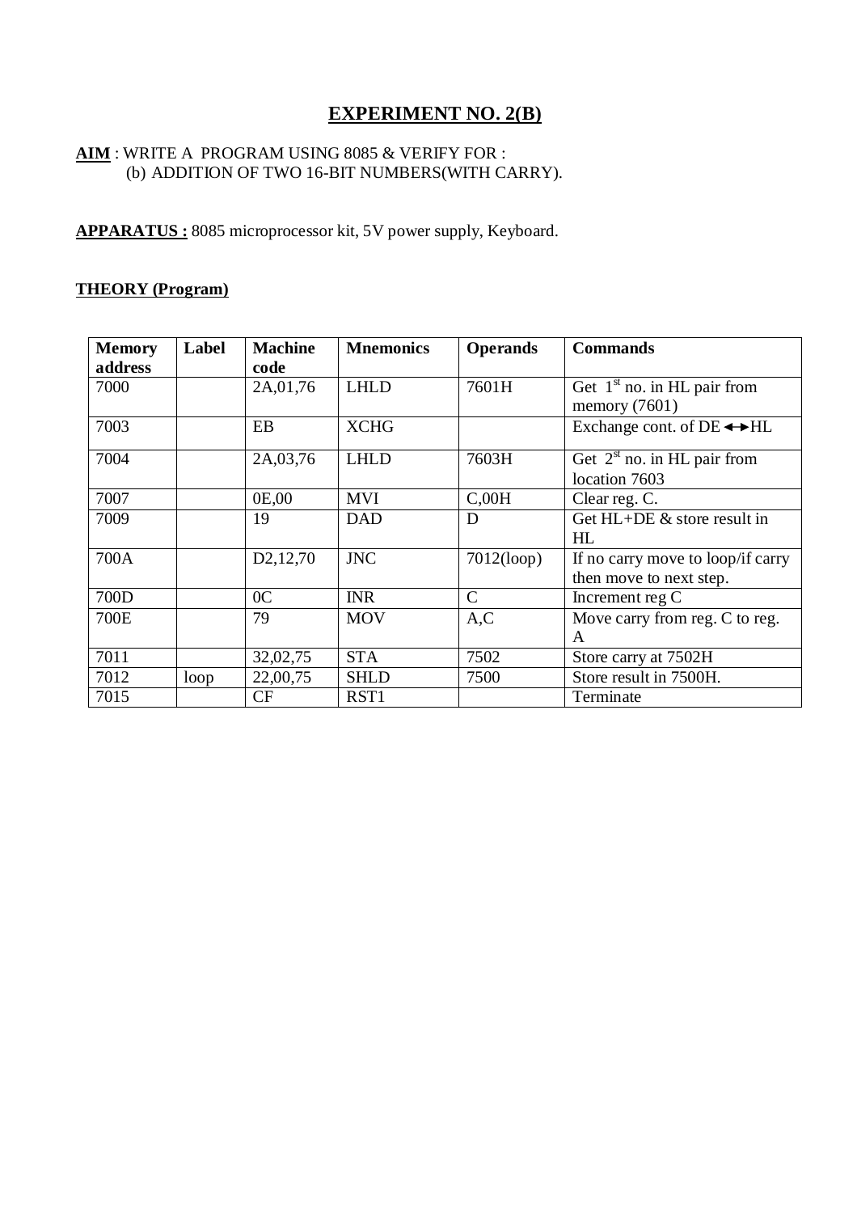# EXPERIMENT NO. 2(B)

**AIM** : WRITE A PROGRAM USING 8085 & VERIFY FOR :
(b) ADDITION OF TWO 16-BIT NUMBERS(WITH CARRY).

**APPARATUS :** 8085 microprocessor kit, 5V power supply, Keyboard.

**THEORY (Program)**

| Memory address | Label | Machine code | Mnemonics | Operands | Commands |
|---|---|---|---|---|---|
| 7000 | | 2A,01,76 | LHLD | 7601H | Get 1st no. in HL pair from memory (7601) |
| 7003 | | EB | XCHG | | Exchange cont. of DE ↔ HL |
| 7004 | | 2A,03,76 | LHLD | 7603H | Get 2nd no. in HL pair from location 7603 |
| 7007 | | 0E,00 | MVI | C,00H | Clear reg. C. |
| 7009 | | 19 | DAD | D | Get HL+DE & store result in HL |
| 700A | | D2,12,70 | JNC | 7012(loop) | If no carry move to loop/if carry then move to next step. |
| 700D | | 0C | INR | C | Increment reg C |
| 700E | | 79 | MOV | A,C | Move carry from reg. C to reg. A |
| 7011 | | 32,02,75 | STA | 7502 | Store carry at 7502H |
| 7012 | loop | 22,00,75 | SHLD | 7500 | Store result in 7500H. |
| 7015 | | CF | RST1 | | Terminate |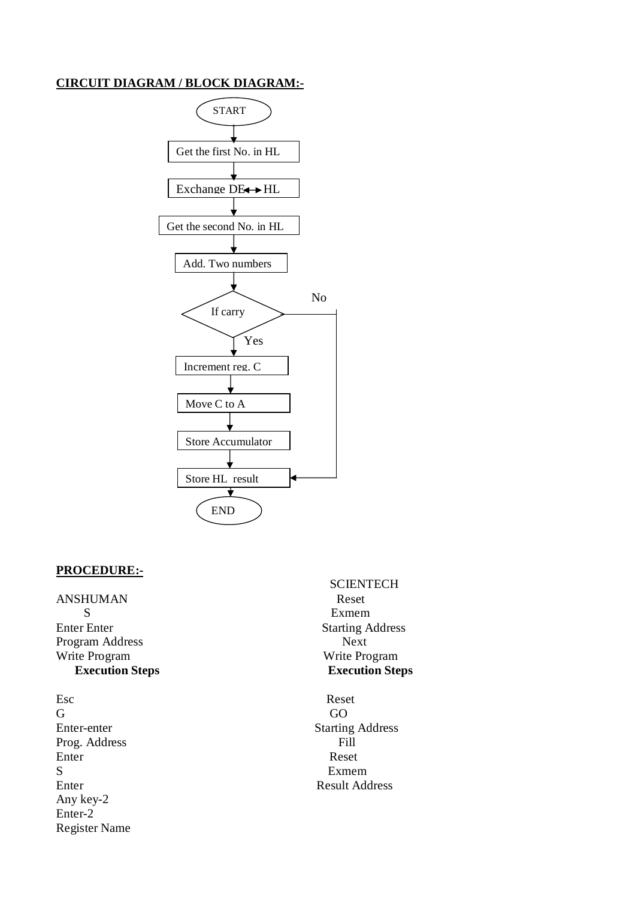**CIRCUIT DIAGRAM / BLOCK DIAGRAM:-**

START

Get the first No. in HL

Exchange DE ↔ HL

Get the second No. in HL

Add. Two numbers

If carry

No

Yes

Increment reg. C

Move C to A

Store Accumulator

Store HL result

END

**PROCEDURE:-**

| ANSHUMAN | SCIENTECH |
|---|---|
| S | Reset |
| Enter Enter | Exmem |
| Program Address | Starting Address |
| Write Program | Next |
| | Write Program |
| **Execution Steps** | **Execution Steps** |
| Esc | Reset |
| G | GO |
| Enter-enter | Starting Address |
| Prog. Address | Fill |
| Enter | Reset |
| S | Exmem |
| Enter | Result Address |
| Any key-2 | |
| Enter-2 | |
| Register Name | |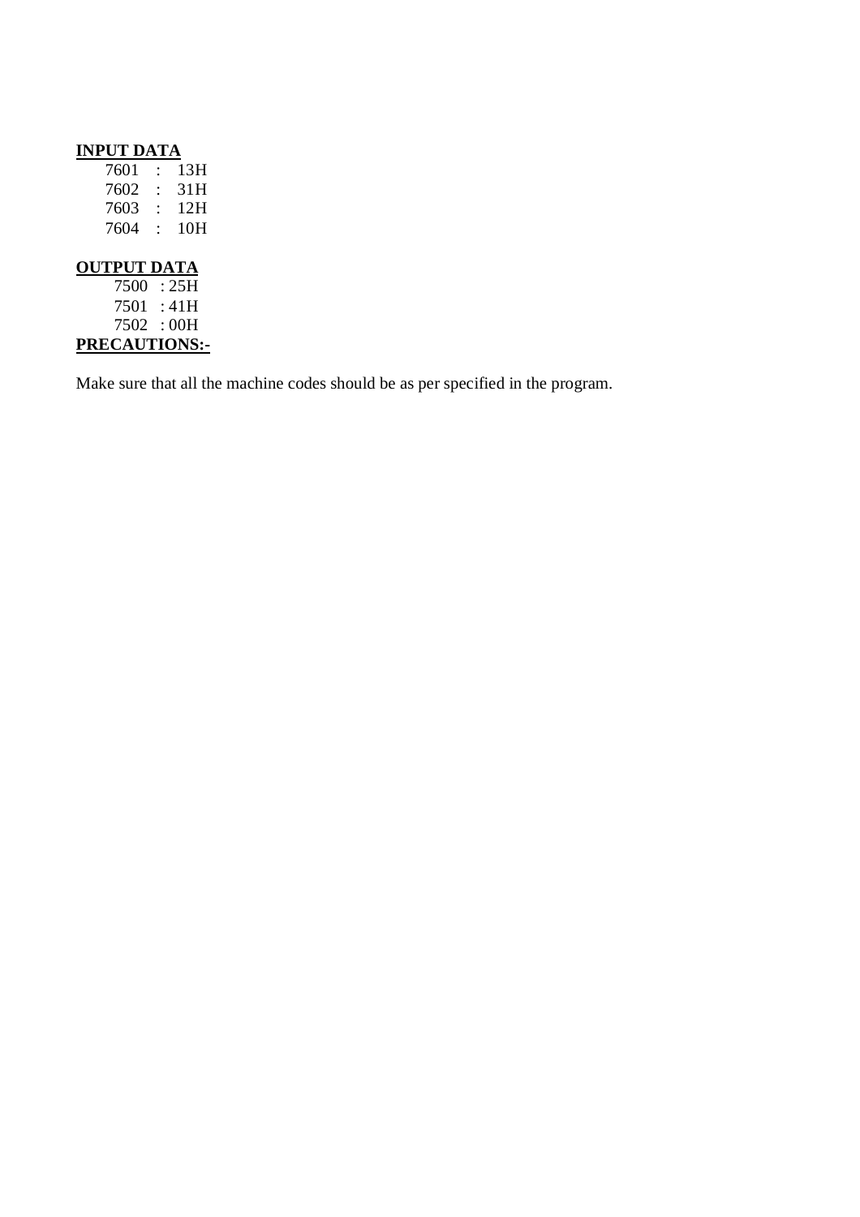**INPUT DATA**

7601 : 13H
7602 : 31H
7603 : 12H
7604 : 10H

**OUTPUT DATA**

7500 : 25H
7501 : 41H
7502 : 00H

**PRECAUTIONS:-**

Make sure that all the machine codes should be as per specified in the program.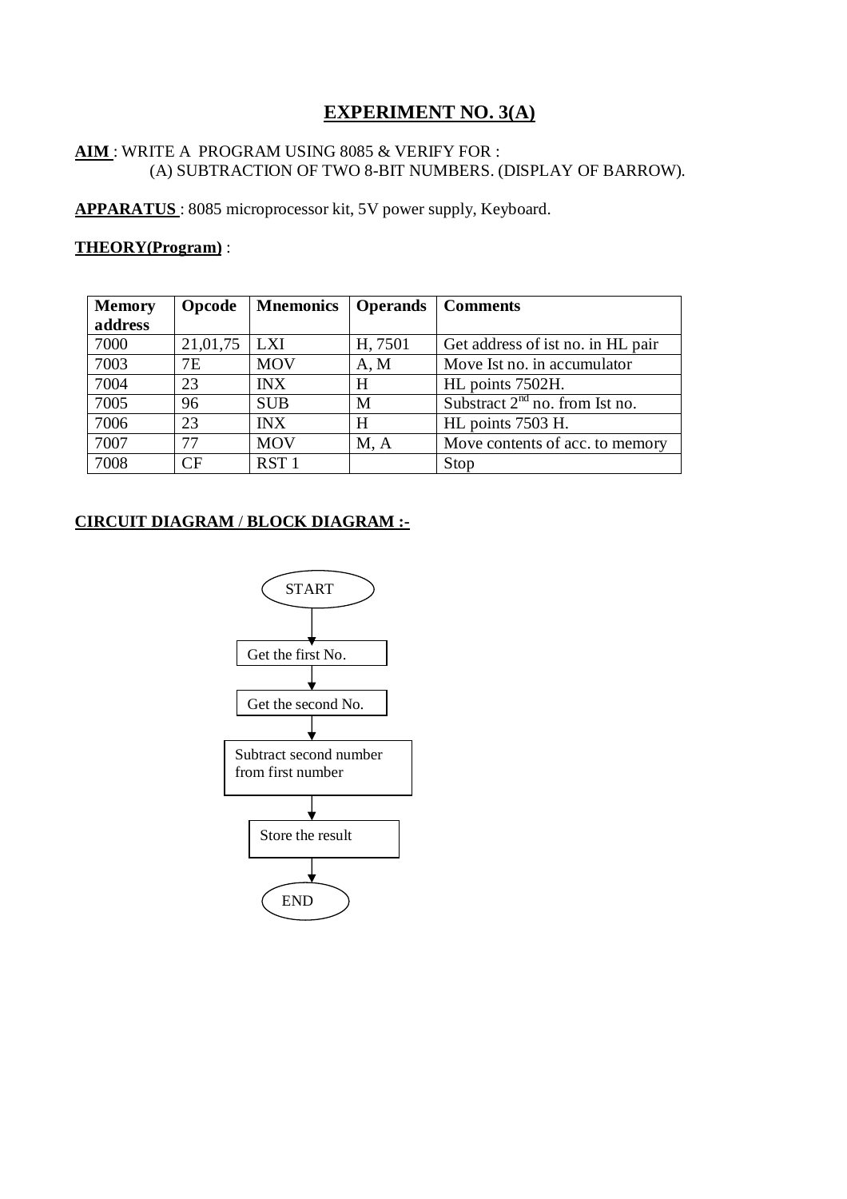# EXPERIMENT NO. 3(A)

**AIM** : WRITE A PROGRAM USING 8085 & VERIFY FOR :
(A) SUBTRACTION OF TWO 8-BIT NUMBERS. (DISPLAY OF BARROW).

**APPARATUS** : 8085 microprocessor kit, 5V power supply, Keyboard.

**THEORY(Program)** :

| Memory address | Opcode | Mnemonics | Operands | Comments |
|---|---|---|---|---|
| 7000 | 21,01,75 | LXI | H, 7501 | Get address of ist no. in HL pair |
| 7003 | 7E | MOV | A, M | Move Ist no. in accumulator |
| 7004 | 23 | INX | H | HL points 7502H. |
| 7005 | 96 | SUB | M | Substract 2nd no. from Ist no. |
| 7006 | 23 | INX | H | HL points 7503 H. |
| 7007 | 77 | MOV | M, A | Move contents of acc. to memory |
| 7008 | CF | RST 1 | | Stop |

**CIRCUIT DIAGRAM / BLOCK DIAGRAM :-**

START → Get the first No. → Get the second No. → Subtract second number from first number → Store the result → END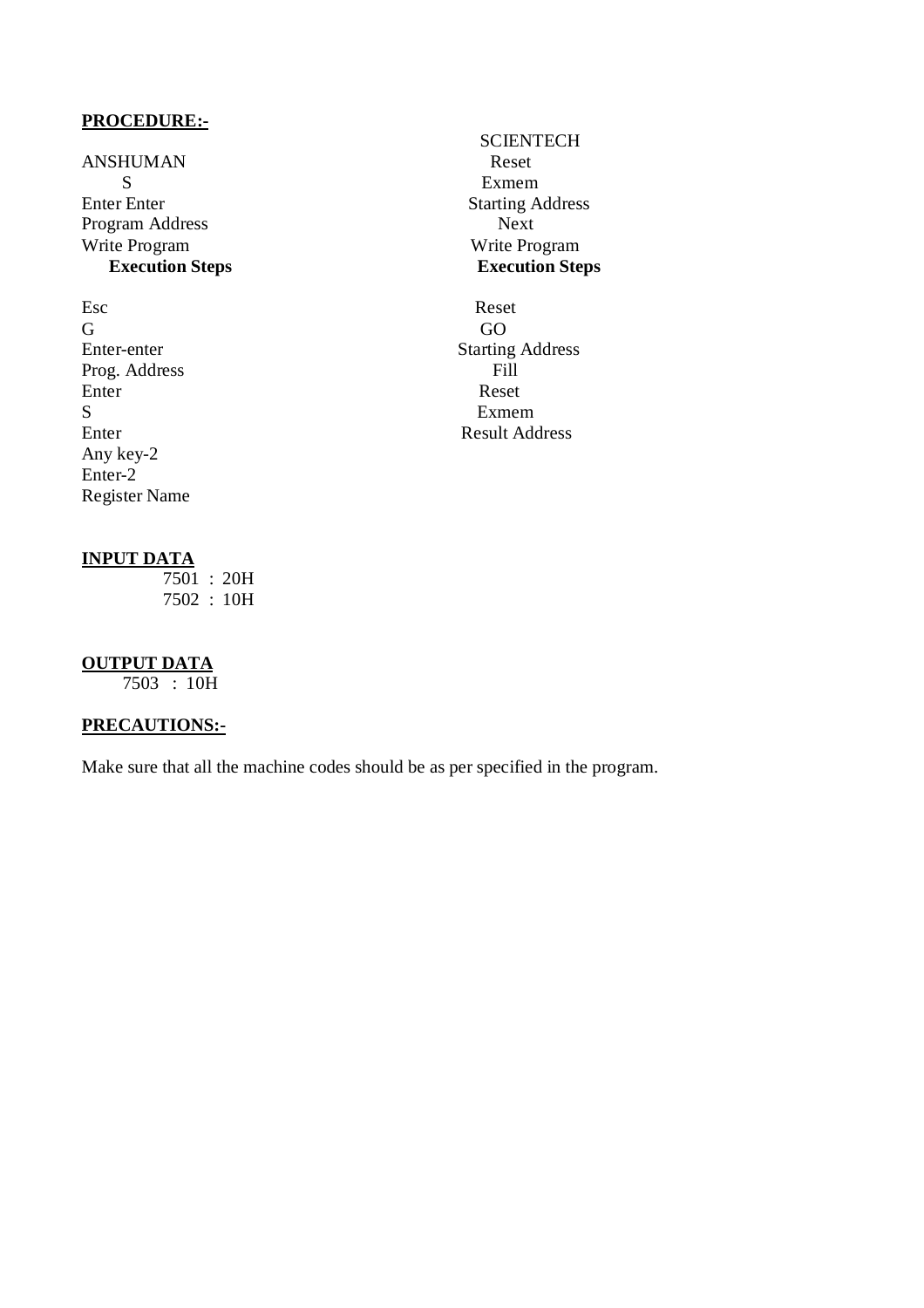## PROCEDURE:-

| ANSHUMAN | SCIENTECH |
| --- | --- |
| S | Reset |
| Enter Enter | Exmem |
| Program Address | Starting Address |
| Write Program | Next |
| | Write Program |
| **Execution Steps** | **Execution Steps** |
| Esc | Reset |
| G | GO |
| Enter-enter | Starting Address |
| Prog. Address | Fill |
| Enter | Reset |
| S | Exmem |
| Enter | Result Address |
| Any key-2 | |
| Enter-2 | |
| Register Name | |

## INPUT DATA

7501 : 20H
7502 : 10H

## OUTPUT DATA

7503 : 10H

## PRECAUTIONS:-

Make sure that all the machine codes should be as per specified in the program.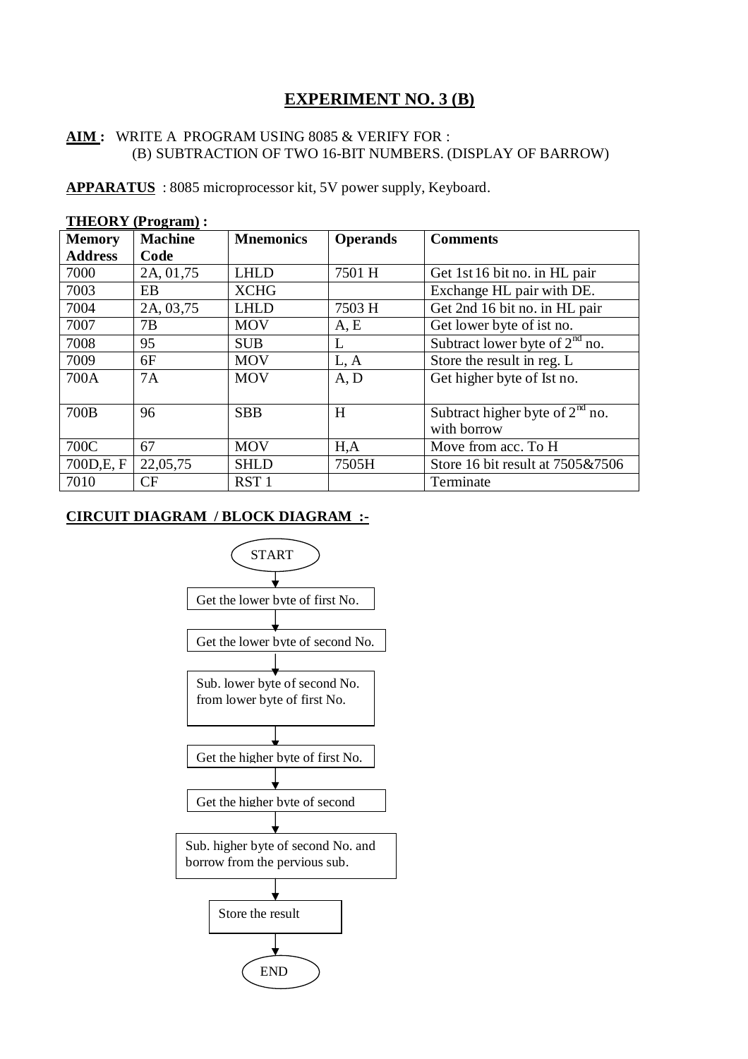# EXPERIMENT NO. 3 (B)

**AIM :** WRITE A PROGRAM USING 8085 & VERIFY FOR :
(B) SUBTRACTION OF TWO 16-BIT NUMBERS. (DISPLAY OF BARROW)

**APPARATUS** : 8085 microprocessor kit, 5V power supply, Keyboard.

**THEORY (Program) :**

| Memory Address | Machine Code | Mnemonics | Operands | Comments |
|---|---|---|---|---|
| 7000 | 2A, 01,75 | LHLD | 7501 H | Get 1st 16 bit no. in HL pair |
| 7003 | EB | XCHG | | Exchange HL pair with DE. |
| 7004 | 2A, 03,75 | LHLD | 7503 H | Get 2nd 16 bit no. in HL pair |
| 7007 | 7B | MOV | A, E | Get lower byte of ist no. |
| 7008 | 95 | SUB | L | Subtract lower byte of 2nd no. |
| 7009 | 6F | MOV | L, A | Store the result in reg. L |
| 700A | 7A | MOV | A, D | Get higher byte of Ist no. |
| 700B | 96 | SBB | H | Subtract higher byte of 2nd no. with borrow |
| 700C | 67 | MOV | H,A | Move from acc. To H |
| 700D,E, F | 22,05,75 | SHLD | 7505H | Store 16 bit result at 7505&7506 |
| 7010 | CF | RST 1 | | Terminate |

**CIRCUIT DIAGRAM / BLOCK DIAGRAM :-**

START
↓
Get the lower byte of first No.
↓
Get the lower byte of second No.
↓
Sub. lower byte of second No. from lower byte of first No.
↓
Get the higher byte of first No.
↓
Get the higher byte of second
↓
Sub. higher byte of second No. and borrow from the pervious sub.
↓
Store the result
↓
END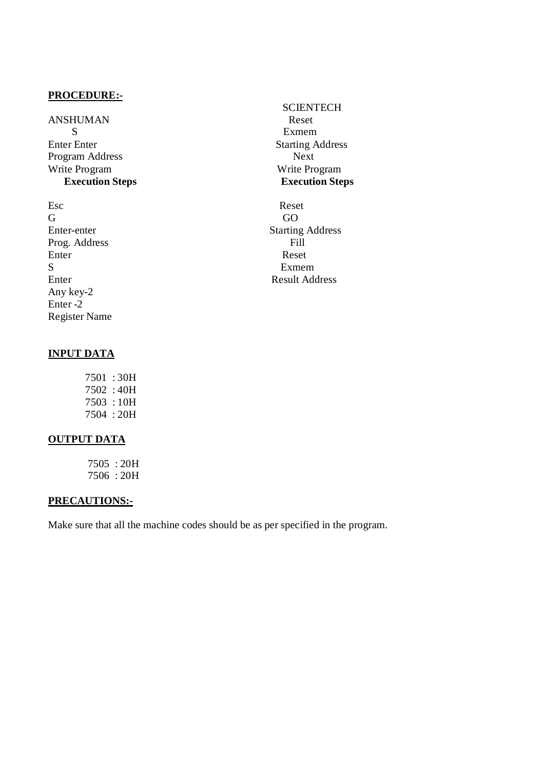**PROCEDURE:-**

| ANSHUMAN | SCIENTECH |
|---|---|
| S | Reset |
| Enter Enter | Exmem |
| Program Address | Starting Address |
| Write Program | Next |
| | Write Program |
| **Execution Steps** | **Execution Steps** |
| Esc | Reset |
| G | GO |
| Enter-enter | Starting Address |
| Prog. Address | Fill |
| Enter | Reset |
| S | Exmem |
| Enter | Result Address |
| Any key-2 | |
| Enter -2 | |
| Register Name | |

**INPUT DATA**

7501 : 30H
7502 : 40H
7503 : 10H
7504 : 20H

**OUTPUT DATA**

7505 : 20H
7506 : 20H

**PRECAUTIONS:-**

Make sure that all the machine codes should be as per specified in the program.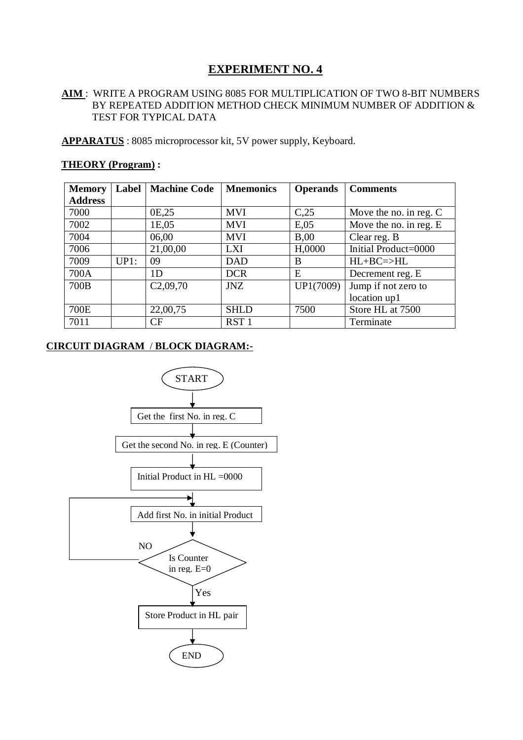# EXPERIMENT NO. 4

**AIM** : WRITE A PROGRAM USING 8085 FOR MULTIPLICATION OF TWO 8-BIT NUMBERS BY REPEATED ADDITION METHOD CHECK MINIMUM NUMBER OF ADDITION & TEST FOR TYPICAL DATA

**APPARATUS** : 8085 microprocessor kit, 5V power supply, Keyboard.

**THEORY (Program) :**

| Memory Address | Label | Machine Code | Mnemonics | Operands | Comments |
|---|---|---|---|---|---|
| 7000 | | 0E,25 | MVI | C,25 | Move the no. in reg. C |
| 7002 | | 1E,05 | MVI | E,05 | Move the no. in reg. E |
| 7004 | | 06,00 | MVI | B,00 | Clear reg. B |
| 7006 | | 21,00,00 | LXI | H,0000 | Initial Product=0000 |
| 7009 | UP1: | 09 | DAD | B | HL+BC=>HL |
| 700A | | 1D | DCR | E | Decrement reg. E |
| 700B | | C2,09,70 | JNZ | UP1(7009) | Jump if not zero to location up1 |
| 700E | | 22,00,75 | SHLD | 7500 | Store HL at 7500 |
| 7011 | | CF | RST 1 | | Terminate |

**CIRCUIT DIAGRAM / BLOCK DIAGRAM:-**

```
START
  |
Get the first No. in reg. C
  |
Get the second No. in reg. E (Counter)
  |
Initial Product in HL =0000
  |
Add first No. in initial Product  <----+
  |                                     |
Is Counter in reg. E=0 ? -- NO ---------+
  | Yes
Store Product in HL pair
  |
END
```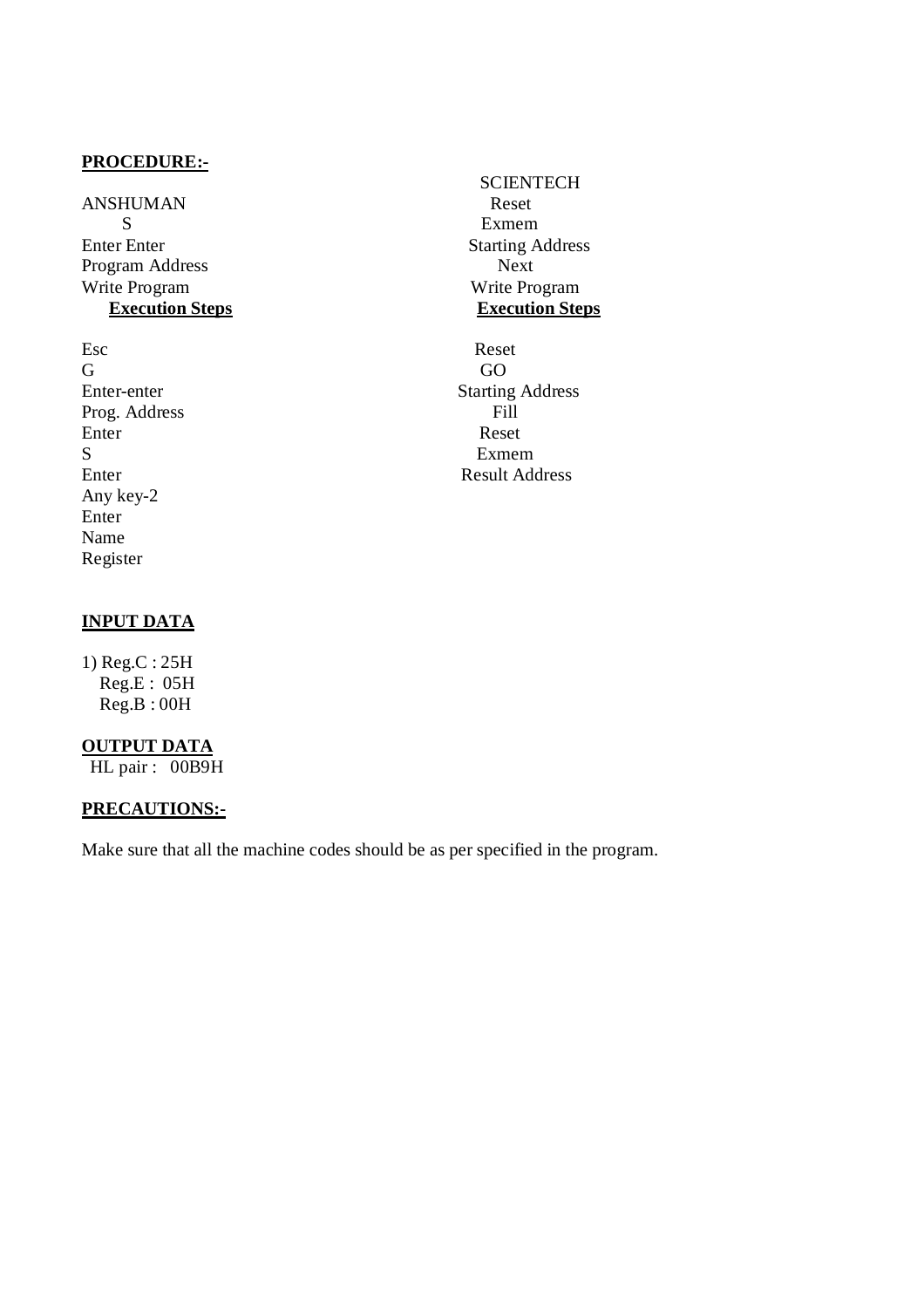**PROCEDURE:-**

| ANSHUMAN | SCIENTECH |
|---|---|
| S | Reset |
| Enter Enter | Exmem |
| Program Address | Starting Address |
| Write Program | Next |
| | Write Program |
| **Execution Steps** | **Execution Steps** |
| Esc | Reset |
| G | GO |
| Enter-enter | Starting Address |
| Prog. Address | Fill |
| Enter | Reset |
| S | Exmem |
| Enter | Result Address |
| Any key-2 | |
| Enter | |
| Name | |
| Register | |

**INPUT DATA**

1) Reg.C : 25H
   Reg.E : 05H
   Reg.B : 00H

**OUTPUT DATA**

HL pair : 00B9H

**PRECAUTIONS:-**

Make sure that all the machine codes should be as per specified in the program.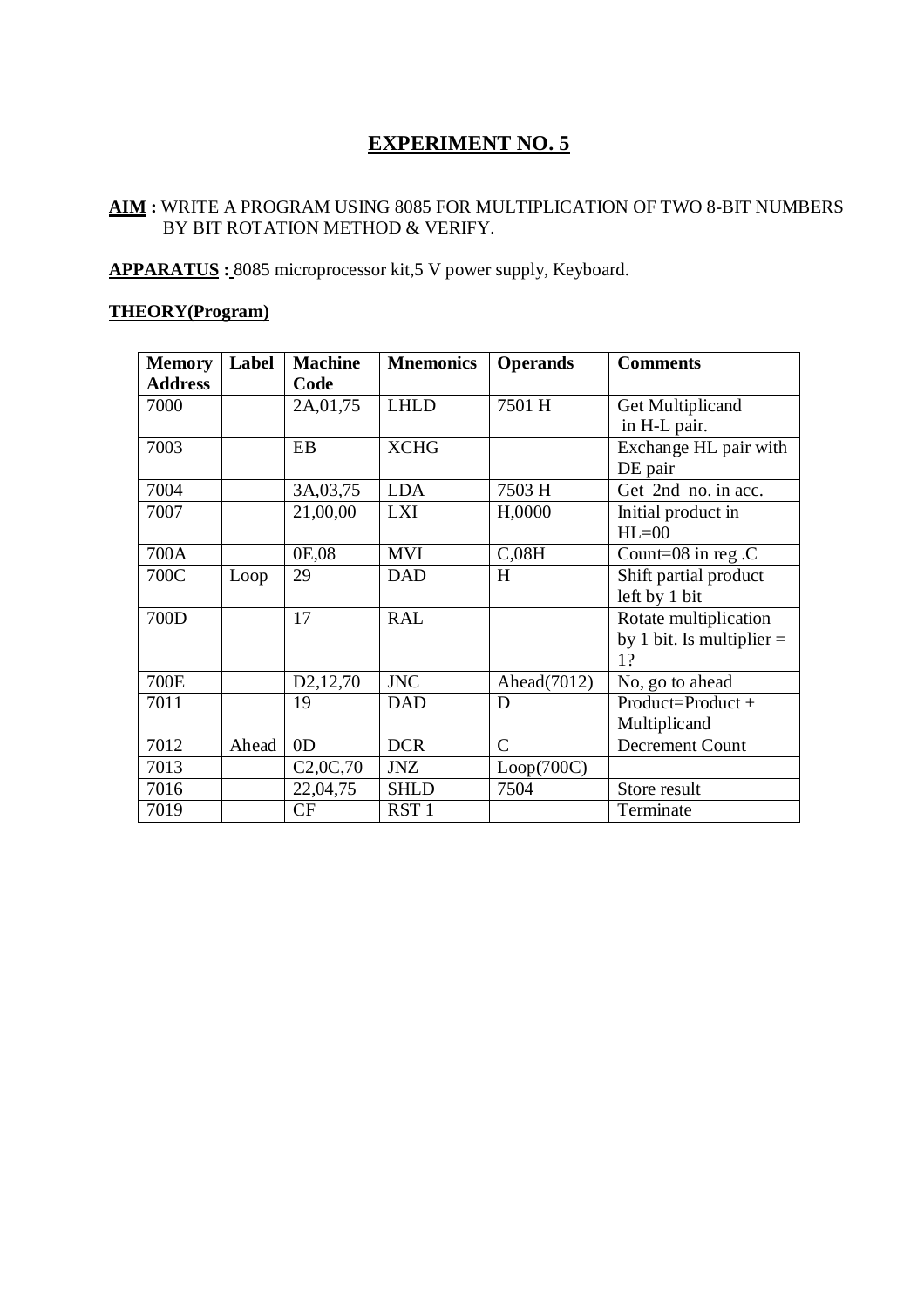# EXPERIMENT NO. 5

**AIM :** WRITE A PROGRAM USING 8085 FOR MULTIPLICATION OF TWO 8-BIT NUMBERS BY BIT ROTATION METHOD & VERIFY.

**APPARATUS :** 8085 microprocessor kit,5 V power supply, Keyboard.

**THEORY(Program)**

| Memory Address | Label | Machine Code | Mnemonics | Operands | Comments |
|---|---|---|---|---|---|
| 7000 | | 2A,01,75 | LHLD | 7501 H | Get Multiplicand in H-L pair. |
| 7003 | | EB | XCHG | | Exchange HL pair with DE pair |
| 7004 | | 3A,03,75 | LDA | 7503 H | Get 2nd no. in acc. |
| 7007 | | 21,00,00 | LXI | H,0000 | Initial product in HL=00 |
| 700A | | 0E,08 | MVI | C,08H | Count=08 in reg .C |
| 700C | Loop | 29 | DAD | H | Shift partial product left by 1 bit |
| 700D | | 17 | RAL | | Rotate multiplication by 1 bit. Is multiplier = 1? |
| 700E | | D2,12,70 | JNC | Ahead(7012) | No, go to ahead |
| 7011 | | 19 | DAD | D | Product=Product + Multiplicand |
| 7012 | Ahead | 0D | DCR | C | Decrement Count |
| 7013 | | C2,0C,70 | JNZ | Loop(700C) | |
| 7016 | | 22,04,75 | SHLD | 7504 | Store result |
| 7019 | | CF | RST 1 | | Terminate |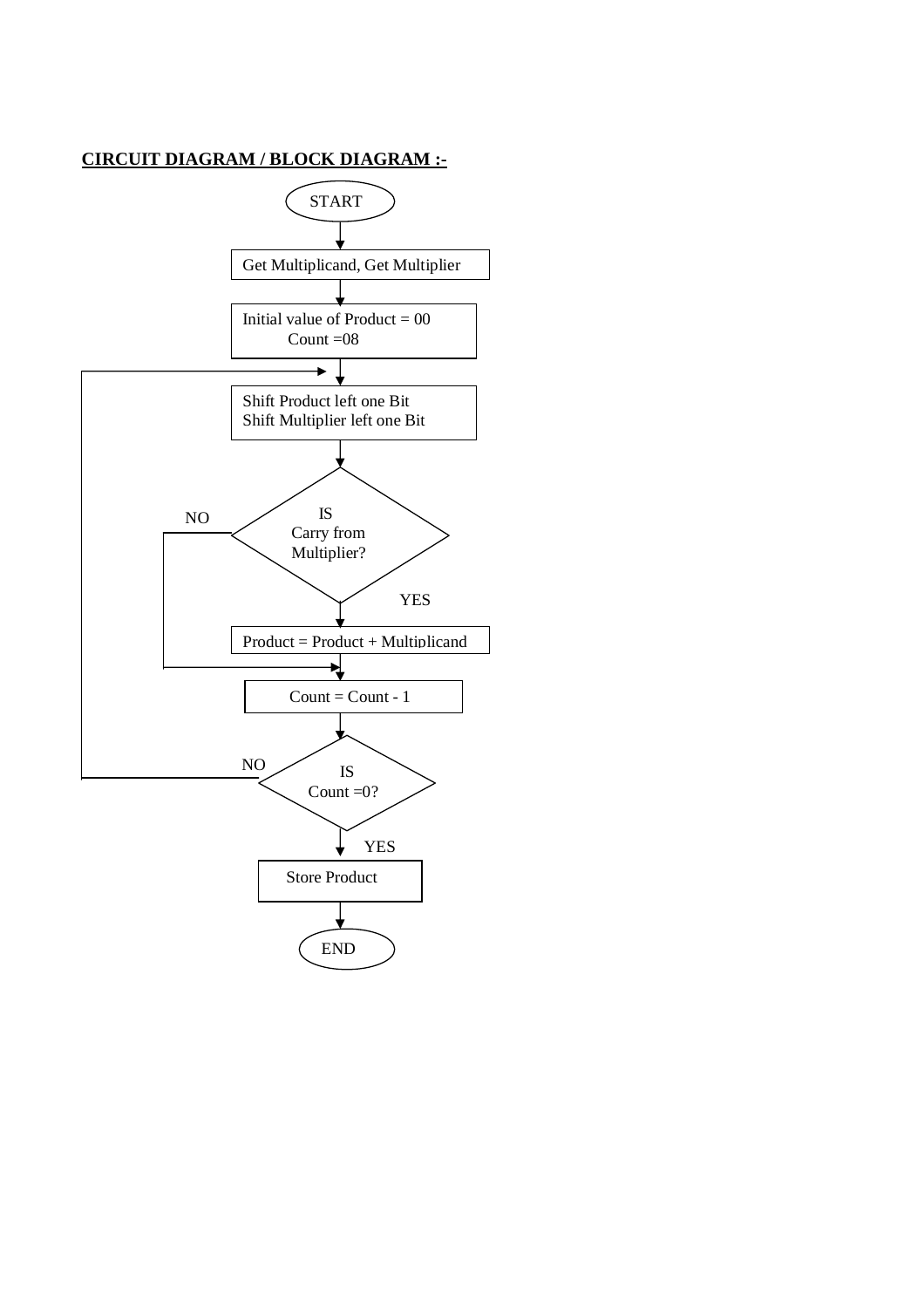**CIRCUIT DIAGRAM / BLOCK DIAGRAM :-**

START

Get Multiplicand, Get Multiplier

Initial value of Product = 00
Count =08

Shift Product left one Bit
Shift Multiplier left one Bit

IS
Carry from
Multiplier?

NO

YES

Product = Product + Multiplicand

Count = Count - 1

IS
Count =0?

NO

YES

Store Product

END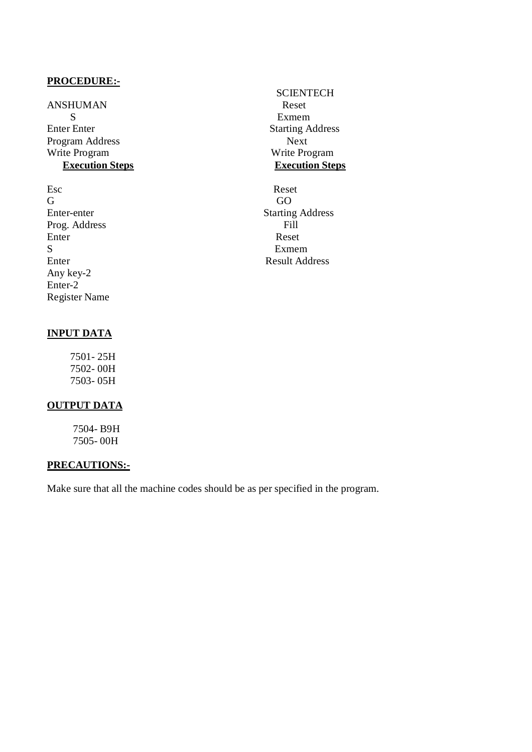**PROCEDURE:-**

| ANSHUMAN | SCIENTECH |
|---|---|
| S | Reset |
| Enter Enter | Exmem |
| Program Address | Starting Address |
| Write Program | Next |
| | Write Program |
| **Execution Steps** | **Execution Steps** |
| Esc | Reset |
| G | GO |
| Enter-enter | Starting Address |
| Prog. Address | Fill |
| Enter | Reset |
| S | Exmem |
| Enter | Result Address |
| Any key-2 | |
| Enter-2 | |
| Register Name | |

**INPUT DATA**

7501- 25H
7502- 00H
7503- 05H

**OUTPUT DATA**

7504- B9H
7505- 00H

**PRECAUTIONS:-**

Make sure that all the machine codes should be as per specified in the program.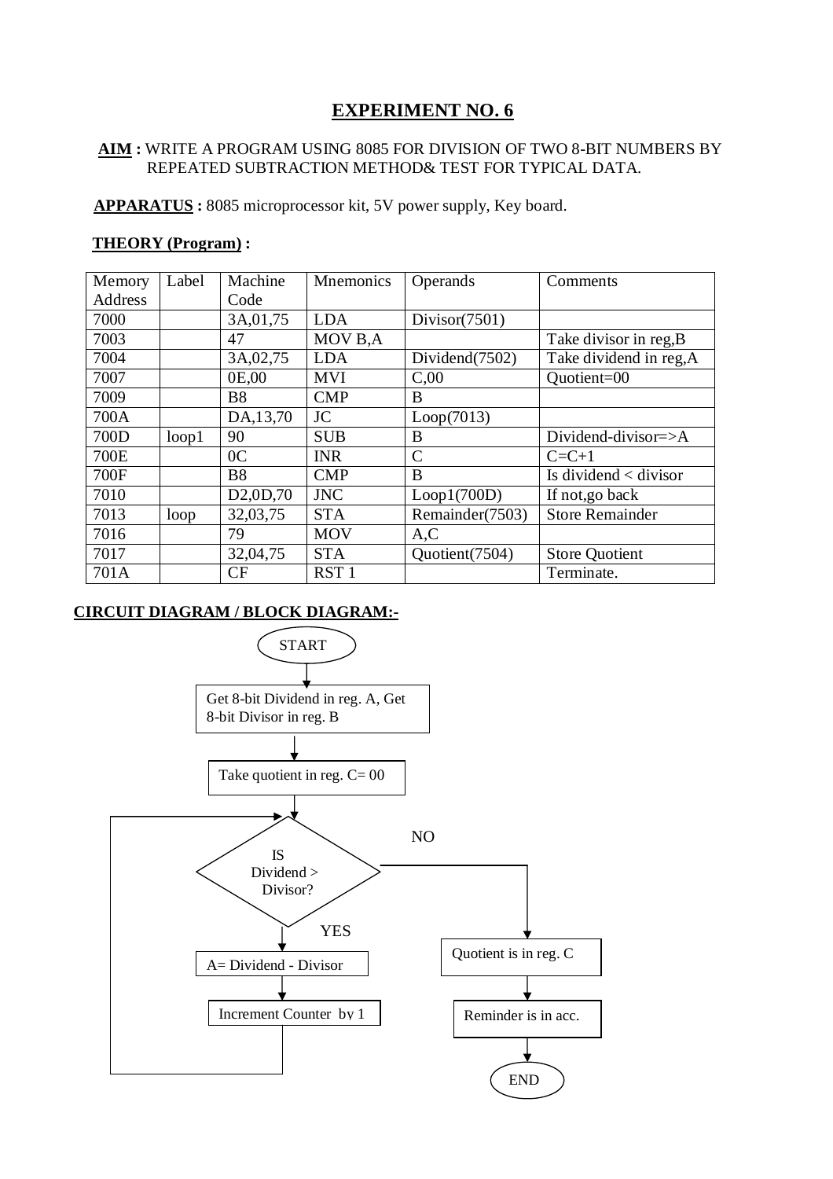# EXPERIMENT NO. 6

**AIM :** WRITE A PROGRAM USING 8085 FOR DIVISION OF TWO 8-BIT NUMBERS BY REPEATED SUBTRACTION METHOD& TEST FOR TYPICAL DATA.

**APPARATUS :** 8085 microprocessor kit, 5V power supply, Key board.

**THEORY (Program) :**

| Memory Address | Label | Machine Code | Mnemonics | Operands | Comments |
|---|---|---|---|---|---|
| 7000 | | 3A,01,75 | LDA | Divisor(7501) | |
| 7003 | | 47 | MOV B,A | | Take divisor in reg,B |
| 7004 | | 3A,02,75 | LDA | Dividend(7502) | Take dividend in reg,A |
| 7007 | | 0E,00 | MVI | C,00 | Quotient=00 |
| 7009 | | B8 | CMP | B | |
| 700A | | DA,13,70 | JC | Loop(7013) | |
| 700D | loop1 | 90 | SUB | B | Dividend-divisor=>A |
| 700E | | 0C | INR | C | C=C+1 |
| 700F | | B8 | CMP | B | Is dividend < divisor |
| 7010 | | D2,0D,70 | JNC | Loop1(700D) | If not,go back |
| 7013 | loop | 32,03,75 | STA | Remainder(7503) | Store Remainder |
| 7016 | | 79 | MOV | A,C | |
| 7017 | | 32,04,75 | STA | Quotient(7504) | Store Quotient |
| 701A | | CF | RST 1 | | Terminate. |

**CIRCUIT DIAGRAM / BLOCK DIAGRAM:-**

START

Get 8-bit Dividend in reg. A, Get 8-bit Divisor in reg. B

Take quotient in reg. C= 00

IS Dividend > Divisor?

YES → A= Dividend - Divisor → Increment Counter by 1 → (back to decision)

NO → Quotient is in reg. C → Reminder is in acc. → END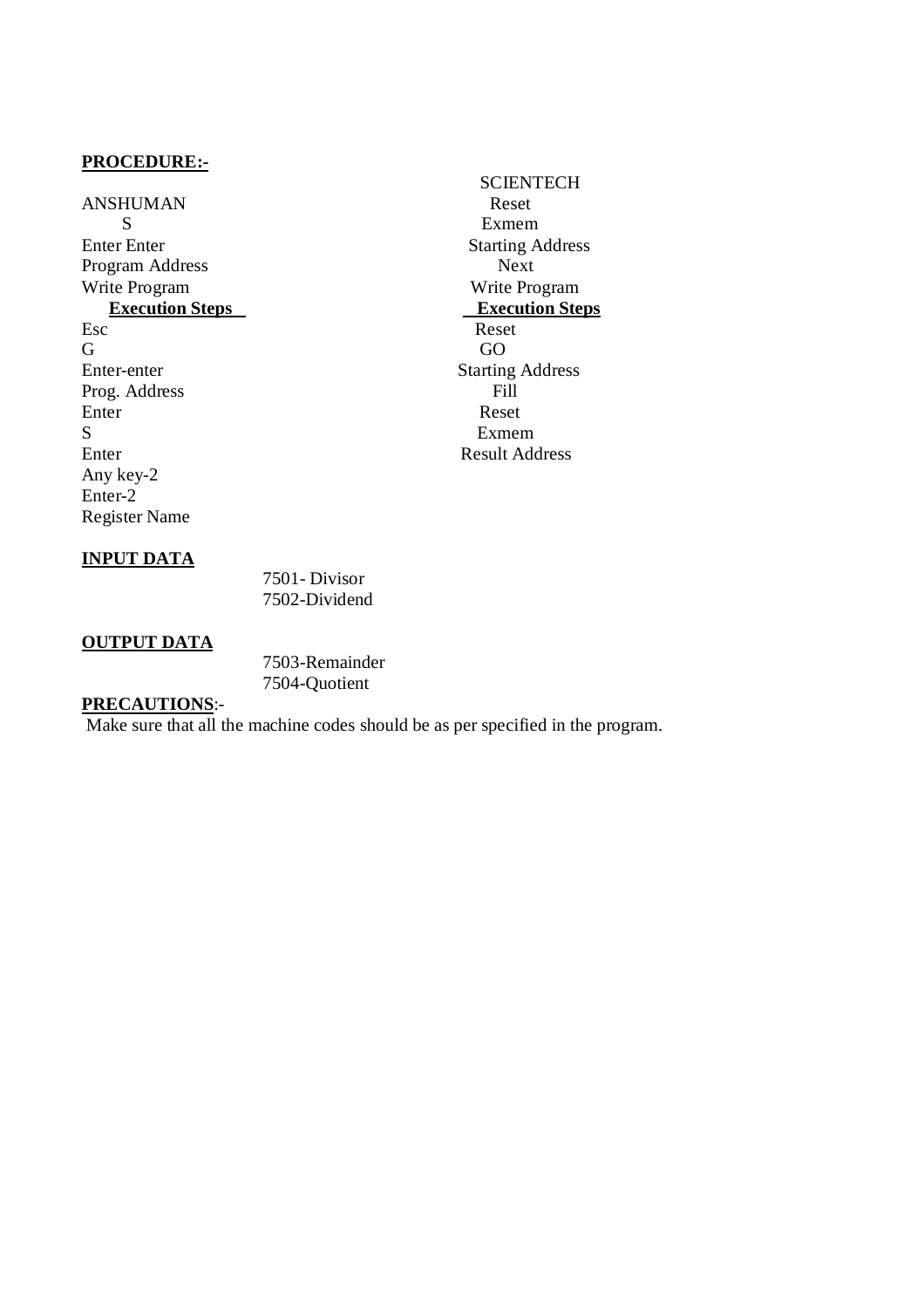**PROCEDURE:-**

| ANSHUMAN | SCIENTECH |
|---|---|
| S | Reset |
| Enter Enter | Exmem |
| Program Address | Starting Address |
| Write Program | Next |
| | Write Program |
| **Execution Steps** | **Execution Steps** |
| Esc | Reset |
| G | GO |
| Enter-enter | Starting Address |
| Prog. Address | Fill |
| Enter | Reset |
| S | Exmem |
| Enter | Result Address |
| Any key-2 | |
| Enter-2 | |
| Register Name | |

**INPUT DATA**

7501- Divisor
7502-Dividend

**OUTPUT DATA**

7503-Remainder
7504-Quotient

**PRECAUTIONS**:-

Make sure that all the machine codes should be as per specified in the program.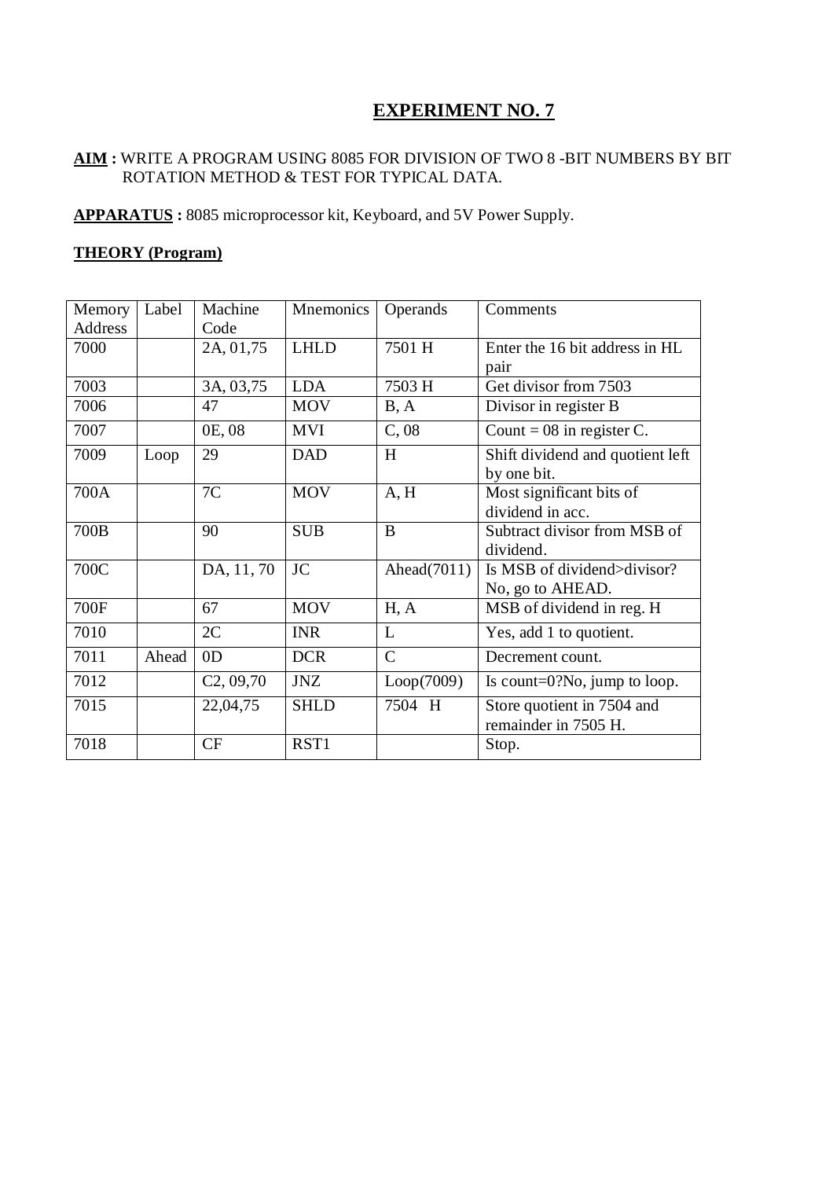# EXPERIMENT NO. 7

**AIM :** WRITE A PROGRAM USING 8085 FOR DIVISION OF TWO 8 -BIT NUMBERS BY BIT ROTATION METHOD & TEST FOR TYPICAL DATA.

**APPARATUS :** 8085 microprocessor kit, Keyboard, and 5V Power Supply.

**THEORY (Program)**

| Memory Address | Label | Machine Code | Mnemonics | Operands | Comments |
|---|---|---|---|---|---|
| 7000 | | 2A, 01,75 | LHLD | 7501 H | Enter the 16 bit address in HL pair |
| 7003 | | 3A, 03,75 | LDA | 7503 H | Get divisor from 7503 |
| 7006 | | 47 | MOV | B, A | Divisor in register B |
| 7007 | | 0E, 08 | MVI | C, 08 | Count = 08 in register C. |
| 7009 | Loop | 29 | DAD | H | Shift dividend and quotient left by one bit. |
| 700A | | 7C | MOV | A, H | Most significant bits of dividend in acc. |
| 700B | | 90 | SUB | B | Subtract divisor from MSB of dividend. |
| 700C | | DA, 11, 70 | JC | Ahead(7011) | Is MSB of dividend>divisor? No, go to AHEAD. |
| 700F | | 67 | MOV | H, A | MSB of dividend in reg. H |
| 7010 | | 2C | INR | L | Yes, add 1 to quotient. |
| 7011 | Ahead | 0D | DCR | C | Decrement count. |
| 7012 | | C2, 09,70 | JNZ | Loop(7009) | Is count=0?No, jump to loop. |
| 7015 | | 22,04,75 | SHLD | 7504 H | Store quotient in 7504 and remainder in 7505 H. |
| 7018 | | CF | RST1 | | Stop. |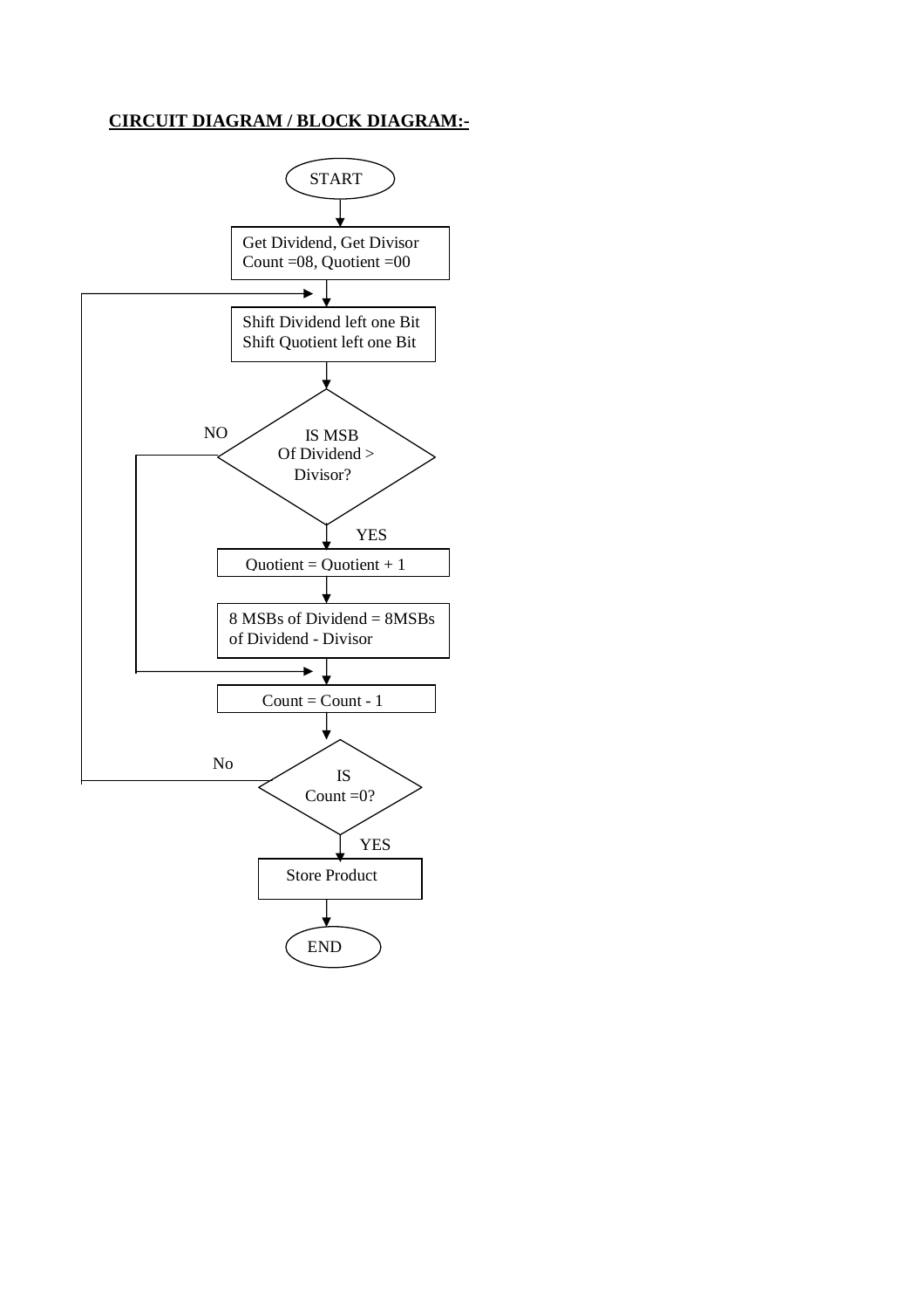**CIRCUIT DIAGRAM / BLOCK DIAGRAM:-**

START

Get Dividend, Get Divisor
Count =08, Quotient =00

Shift Dividend left one Bit
Shift Quotient left one Bit

IS MSB Of Dividend > Divisor?

NO

YES

Quotient = Quotient + 1

8 MSBs of Dividend = 8MSBs of Dividend - Divisor

Count = Count - 1

IS Count =0?

No

YES

Store Product

END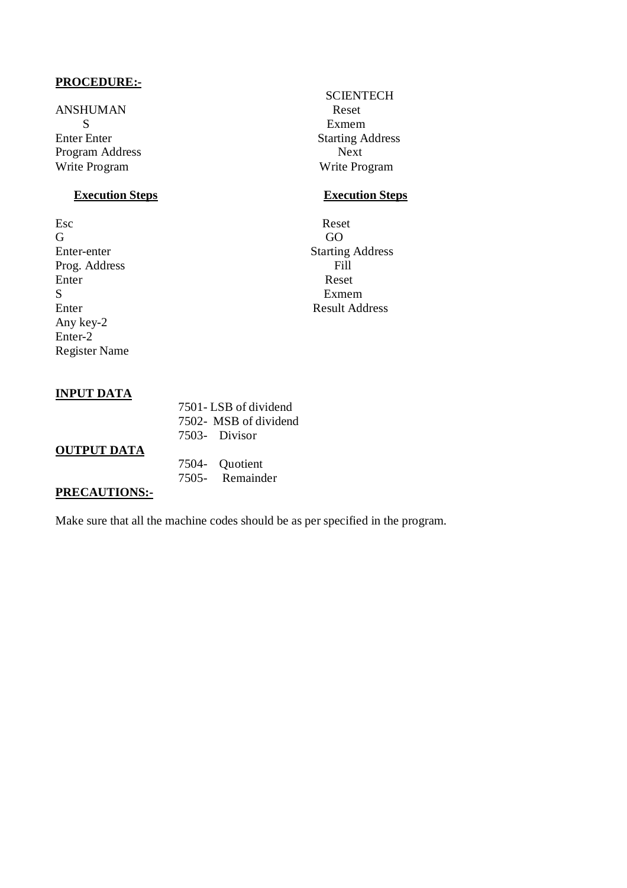**PROCEDURE:-**

| ANSHUMAN | SCIENTECH |
|---|---|
| ANSHUMAN | Reset |
| S | Exmem |
| Enter Enter | Starting Address |
| Program Address | Next |
| Write Program | Write Program |

| **Execution Steps** | **Execution Steps** |
|---|---|
| Esc | Reset |
| G | GO |
| Enter-enter | Starting Address |
| Prog. Address | Fill |
| Enter | Reset |
| S | Exmem |
| Enter | Result Address |
| Any key-2 | |
| Enter-2 | |
| Register Name | |

**INPUT DATA**

7501- LSB of dividend
7502- MSB of dividend
7503- Divisor

**OUTPUT DATA**

7504- Quotient
7505- Remainder

**PRECAUTIONS:-**

Make sure that all the machine codes should be as per specified in the program.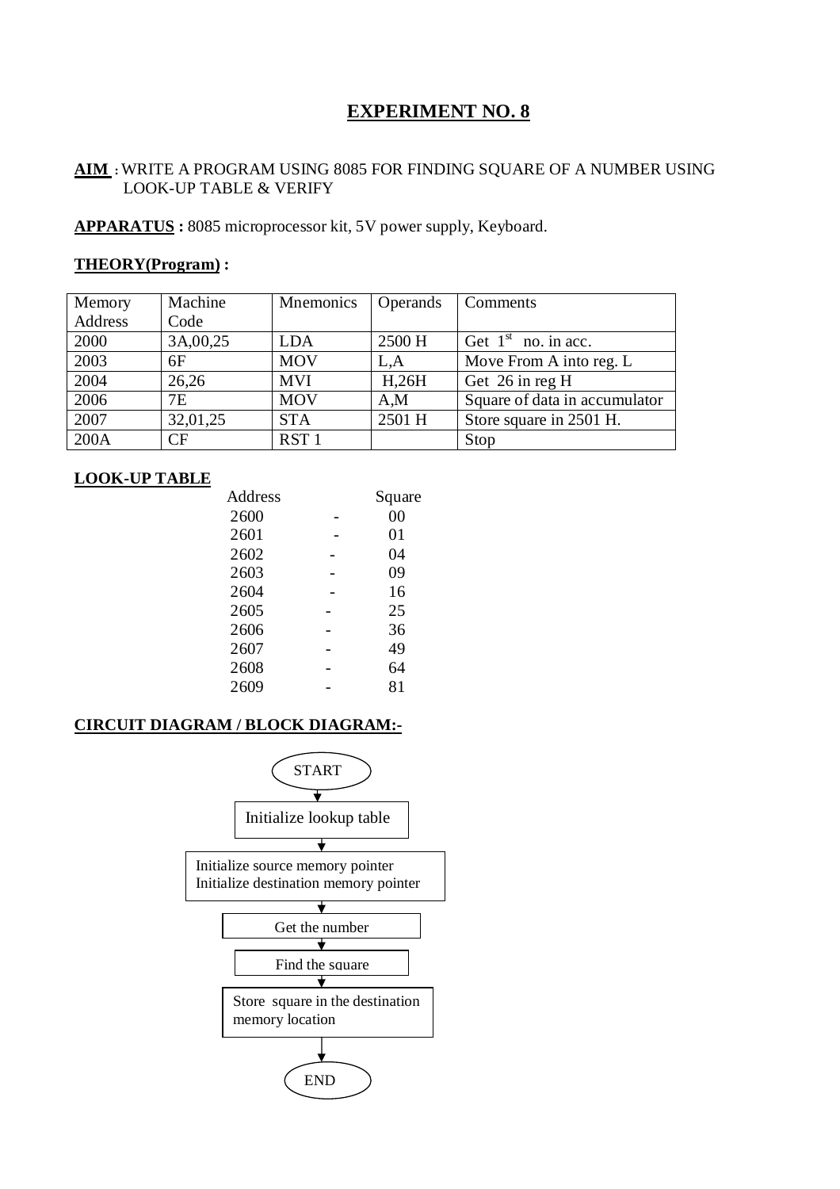# EXPERIMENT NO. 8

**AIM :** WRITE A PROGRAM USING 8085 FOR FINDING SQUARE OF A NUMBER USING LOOK-UP TABLE & VERIFY

**APPARATUS :** 8085 microprocessor kit, 5V power supply, Keyboard.

**THEORY(Program) :**

| Memory Address | Machine Code | Mnemonics | Operands | Comments |
|---|---|---|---|---|
| 2000 | 3A,00,25 | LDA | 2500 H | Get 1st no. in acc. |
| 2003 | 6F | MOV | L,A | Move From A into reg. L |
| 2004 | 26,26 | MVI | H,26H | Get 26 in reg H |
| 2006 | 7E | MOV | A,M | Square of data in accumulator |
| 2007 | 32,01,25 | STA | 2501 H | Store square in 2501 H. |
| 200A | CF | RST 1 | | Stop |

**LOOK-UP TABLE**

| Address | | Square |
|---|---|---|
| 2600 | - | 00 |
| 2601 | - | 01 |
| 2602 | - | 04 |
| 2603 | - | 09 |
| 2604 | - | 16 |
| 2605 | - | 25 |
| 2606 | - | 36 |
| 2607 | - | 49 |
| 2608 | - | 64 |
| 2609 | - | 81 |

**CIRCUIT DIAGRAM / BLOCK DIAGRAM:-**

START

↓

Initialize lookup table

↓

Initialize source memory pointer
Initialize destination memory pointer

↓

Get the number

↓

Find the square

↓

Store square in the destination memory location

↓

END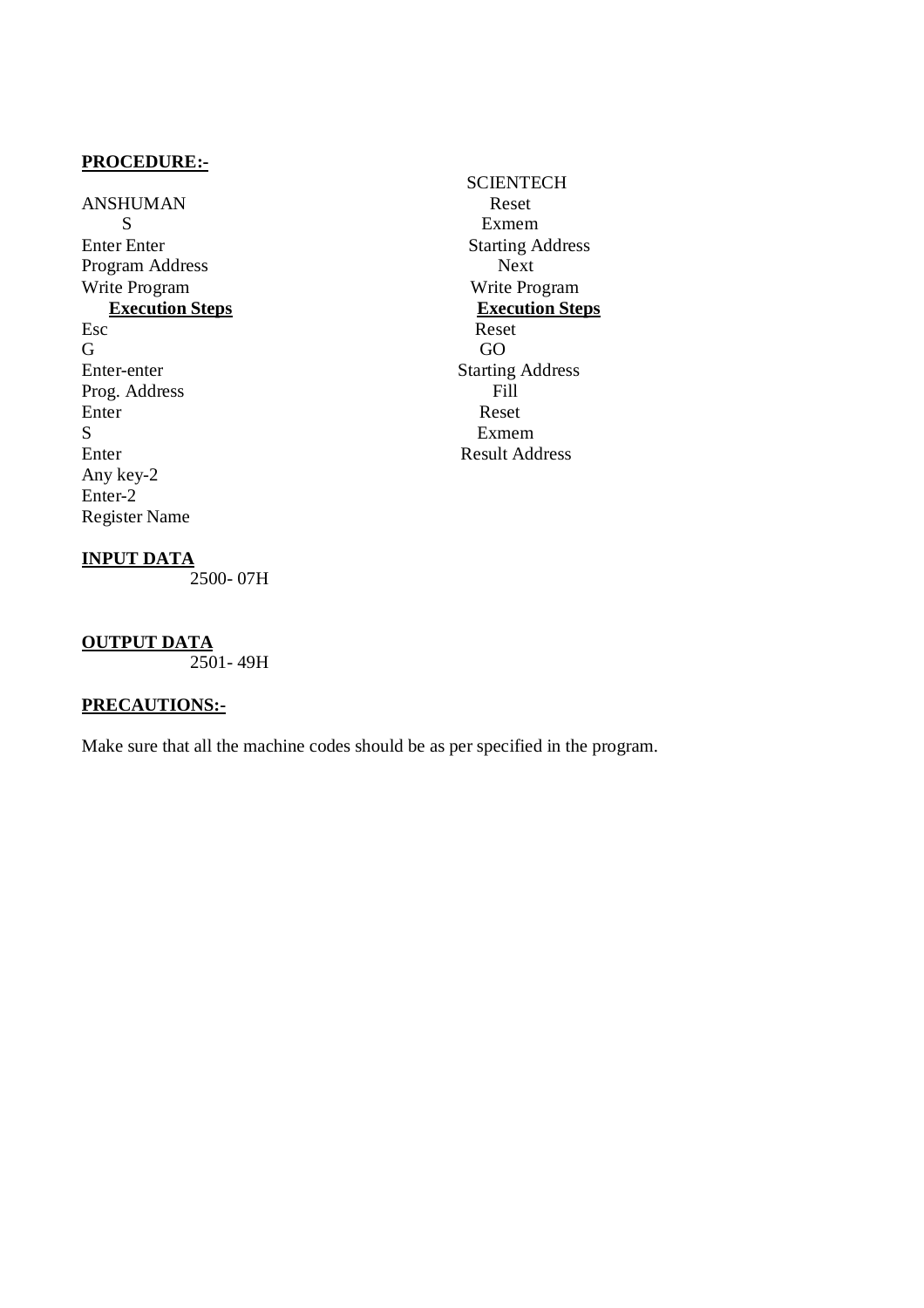**PROCEDURE:-**

| ANSHUMAN | SCIENTECH |
|---|---|
| S | Reset |
| Enter Enter | Exmem |
| Program Address | Starting Address |
| Write Program | Next |
| | Write Program |
| **Execution Steps** | **Execution Steps** |
| Esc | Reset |
| G | GO |
| Enter-enter | Starting Address |
| Prog. Address | Fill |
| Enter | Reset |
| S | Exmem |
| Enter | Result Address |
| Any key-2 | |
| Enter-2 | |
| Register Name | |

**INPUT DATA**

2500- 07H

**OUTPUT DATA**

2501- 49H

**PRECAUTIONS:-**

Make sure that all the machine codes should be as per specified in the program.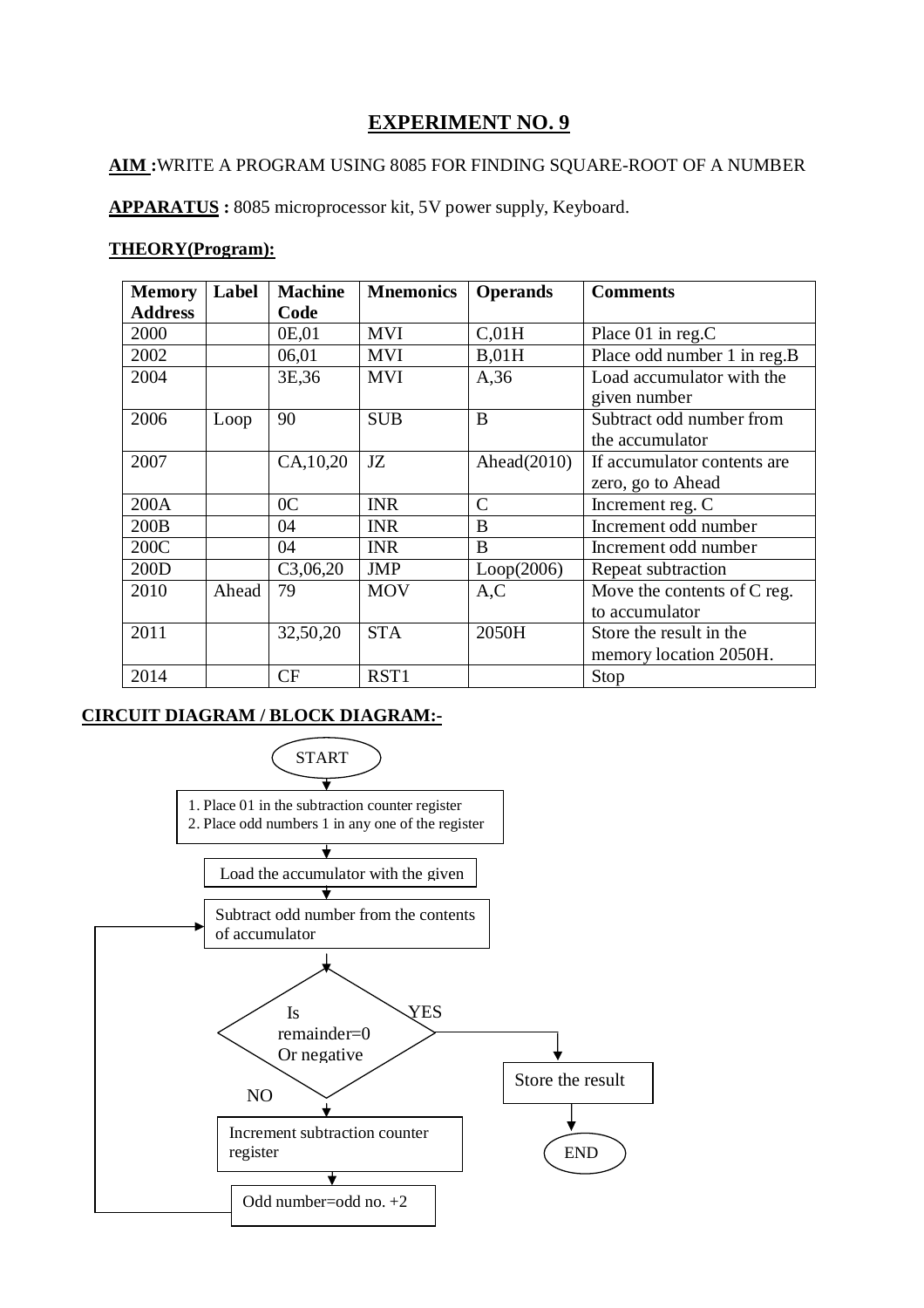# EXPERIMENT NO. 9

**AIM :**WRITE A PROGRAM USING 8085 FOR FINDING SQUARE-ROOT OF A NUMBER

**APPARATUS :** 8085 microprocessor kit, 5V power supply, Keyboard.

**THEORY(Program):**

| Memory Address | Label | Machine Code | Mnemonics | Operands | Comments |
|---|---|---|---|---|---|
| 2000 | | 0E,01 | MVI | C,01H | Place 01 in reg.C |
| 2002 | | 06,01 | MVI | B,01H | Place odd number 1 in reg.B |
| 2004 | | 3E,36 | MVI | A,36 | Load accumulator with the given number |
| 2006 | Loop | 90 | SUB | B | Subtract odd number from the accumulator |
| 2007 | | CA,10,20 | JZ | Ahead(2010) | If accumulator contents are zero, go to Ahead |
| 200A | | 0C | INR | C | Increment reg. C |
| 200B | | 04 | INR | B | Increment odd number |
| 200C | | 04 | INR | B | Increment odd number |
| 200D | | C3,06,20 | JMP | Loop(2006) | Repeat subtraction |
| 2010 | Ahead | 79 | MOV | A,C | Move the contents of C reg. to accumulator |
| 2011 | | 32,50,20 | STA | 2050H | Store the result in the memory location 2050H. |
| 2014 | | CF | RST1 | | Stop |

**CIRCUIT DIAGRAM / BLOCK DIAGRAM:-**

START

1. Place 01 in the subtraction counter register
2. Place odd numbers 1 in any one of the register

Load the accumulator with the given

Subtract odd number from the contents of accumulator

Is remainder=0 Or negative

YES → Store the result → END

NO → Increment subtraction counter register → Odd number=odd no. +2 → (back to Subtract odd number from the contents of accumulator)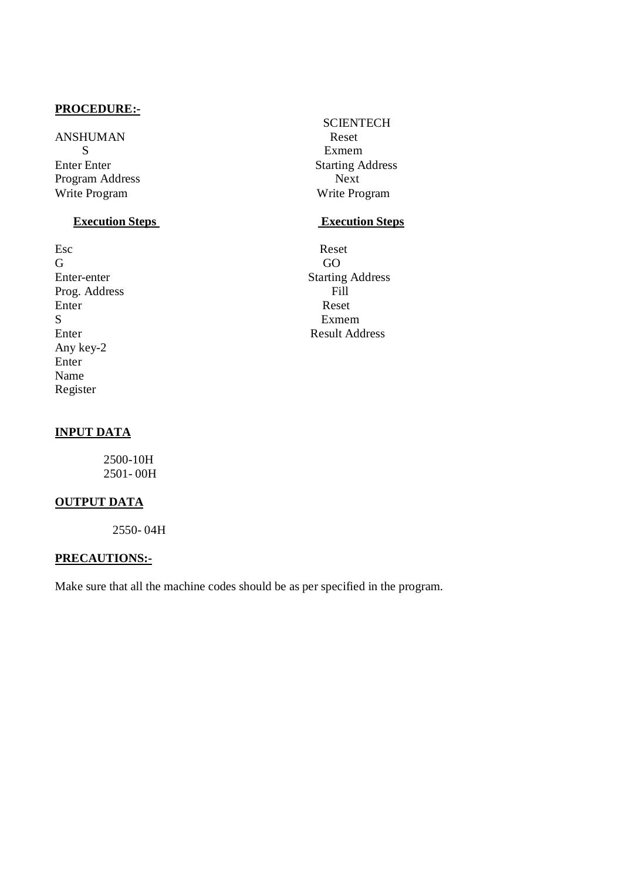**PROCEDURE:-**

| ANSHUMAN | SCIENTECH |
|---|---|
| S | Reset |
| Enter Enter | Exmem |
| Program Address | Starting Address |
| Write Program | Next |
| | Write Program |

| **Execution Steps** | **Execution Steps** |
|---|---|
| Esc | Reset |
| G | GO |
| Enter-enter | Starting Address |
| Prog. Address | Fill |
| Enter | Reset |
| S | Exmem |
| Enter | Result Address |
| Any key-2 | |
| Enter | |
| Name | |
| Register | |

**INPUT DATA**

2500-10H
2501- 00H

**OUTPUT DATA**

2550- 04H

**PRECAUTIONS:-**

Make sure that all the machine codes should be as per specified in the program.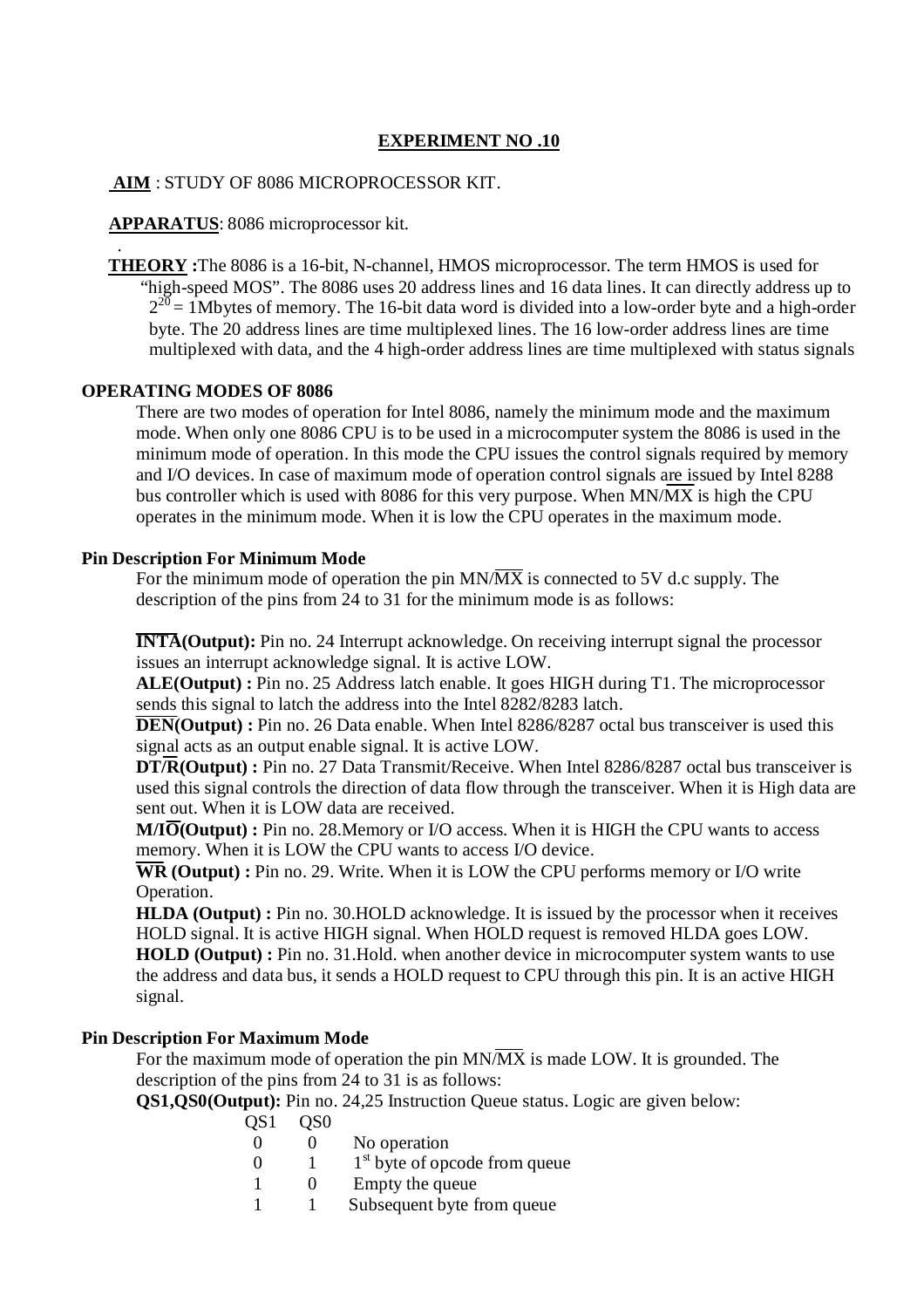# EXPERIMENT NO .10

**AIM** : STUDY OF 8086 MICROPROCESSOR KIT.

**APPARATUS**: 8086 microprocessor kit.

**THEORY** :The 8086 is a 16-bit, N-channel, HMOS microprocessor. The term HMOS is used for "high-speed MOS". The 8086 uses 20 address lines and 16 data lines. It can directly address up to $2^{20}$ = 1Mbytes of memory. The 16-bit data word is divided into a low-order byte and a high-order byte. The 20 address lines are time multiplexed lines. The 16 low-order address lines are time multiplexed with data, and the 4 high-order address lines are time multiplexed with status signals

## OPERATING MODES OF 8086

There are two modes of operation for Intel 8086, namely the minimum mode and the maximum mode. When only one 8086 CPU is to be used in a microcomputer system the 8086 is used in the minimum mode of operation. In this mode the CPU issues the control signals required by memory and I/O devices. In case of maximum mode of operation control signals are issued by Intel 8288 bus controller which is used with 8086 for this very purpose. When MN/$\overline{MX}$ is high the CPU operates in the minimum mode. When it is low the CPU operates in the maximum mode.

### Pin Description For Minimum Mode

For the minimum mode of operation the pin MN/$\overline{MX}$ is connected to 5V d.c supply. The description of the pins from 24 to 31 for the minimum mode is as follows:

**$\overline{INTA}$(Output):** Pin no. 24 Interrupt acknowledge. On receiving interrupt signal the processor issues an interrupt acknowledge signal. It is active LOW.
**ALE(Output) :** Pin no. 25 Address latch enable. It goes HIGH during T1. The microprocessor sends this signal to latch the address into the Intel 8282/8283 latch.
**$\overline{DEN}$(Output) :** Pin no. 26 Data enable. When Intel 8286/8287 octal bus transceiver is used this signal acts as an output enable signal. It is active LOW.
**DT/$\overline{R}$(Output) :** Pin no. 27 Data Transmit/Receive. When Intel 8286/8287 octal bus transceiver is used this signal controls the direction of data flow through the transceiver. When it is High data are sent out. When it is LOW data are received.
**M/$\overline{IO}$(Output) :** Pin no. 28.Memory or I/O access. When it is HIGH the CPU wants to access memory. When it is LOW the CPU wants to access I/O device.
**$\overline{WR}$ (Output) :** Pin no. 29. Write. When it is LOW the CPU performs memory or I/O write Operation.
**HLDA (Output) :** Pin no. 30.HOLD acknowledge. It is issued by the processor when it receives HOLD signal. It is active HIGH signal. When HOLD request is removed HLDA goes LOW.
**HOLD (Output) :** Pin no. 31.Hold. when another device in microcomputer system wants to use the address and data bus, it sends a HOLD request to CPU through this pin. It is an active HIGH signal.

### Pin Description For Maximum Mode

For the maximum mode of operation the pin MN/$\overline{MX}$ is made LOW. It is grounded. The description of the pins from 24 to 31 is as follows:

**QS1,QS0(Output):** Pin no. 24,25 Instruction Queue status. Logic are given below:

| QS1 | QS0 | |
|---|---|---|
| 0 | 0 | No operation |
| 0 | 1 | 1st byte of opcode from queue |
| 1 | 0 | Empty the queue |
| 1 | 1 | Subsequent byte from queue |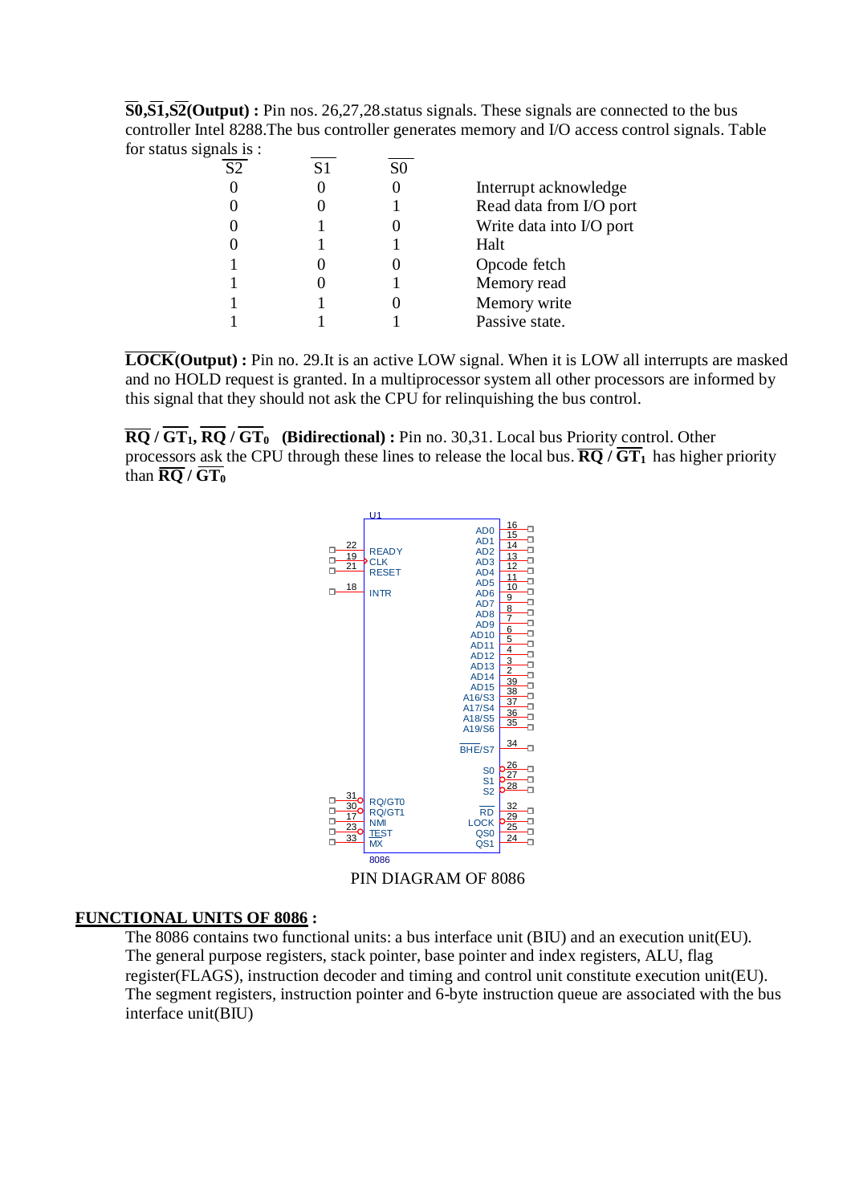**$\overline{S0}$,$\overline{S1}$,$\overline{S2}$(Output) :** Pin nos. 26,27,28.status signals. These signals are connected to the bus controller Intel 8288.The bus controller generates memory and I/O access control signals. Table for status signals is :

| $\overline{S2}$ | $\overline{S1}$ | $\overline{S0}$ | |
|---|---|---|---|
| 0 | 0 | 0 | Interrupt acknowledge |
| 0 | 0 | 1 | Read data from I/O port |
| 0 | 1 | 0 | Write data into I/O port |
| 0 | 1 | 1 | Halt |
| 1 | 0 | 0 | Opcode fetch |
| 1 | 0 | 1 | Memory read |
| 1 | 1 | 0 | Memory write |
| 1 | 1 | 1 | Passive state. |

**$\overline{\text{LOCK}}$(Output) :** Pin no. 29.It is an active LOW signal. When it is LOW all interrupts are masked and no HOLD request is granted. In a multiprocessor system all other processors are informed by this signal that they should not ask the CPU for relinquishing the bus control.

**$\overline{\text{RQ}}$ / $\overline{\text{GT}}_1$, $\overline{\text{RQ}}$ / $\overline{\text{GT}}_0$ (Bidirectional) :** Pin no. 30,31. Local bus Priority control. Other processors ask the CPU through these lines to release the local bus. **$\overline{\text{RQ}}$ / $\overline{\text{GT}}_1$** has higher priority than **$\overline{\text{RQ}}$ / $\overline{\text{GT}}_0$**

PIN DIAGRAM OF 8086

**FUNCTIONAL UNITS OF 8086 :**

The 8086 contains two functional units: a bus interface unit (BIU) and an execution unit(EU). The general purpose registers, stack pointer, base pointer and index registers, ALU, flag register(FLAGS), instruction decoder and timing and control unit constitute execution unit(EU). The segment registers, instruction pointer and 6-byte instruction queue are associated with the bus interface unit(BIU)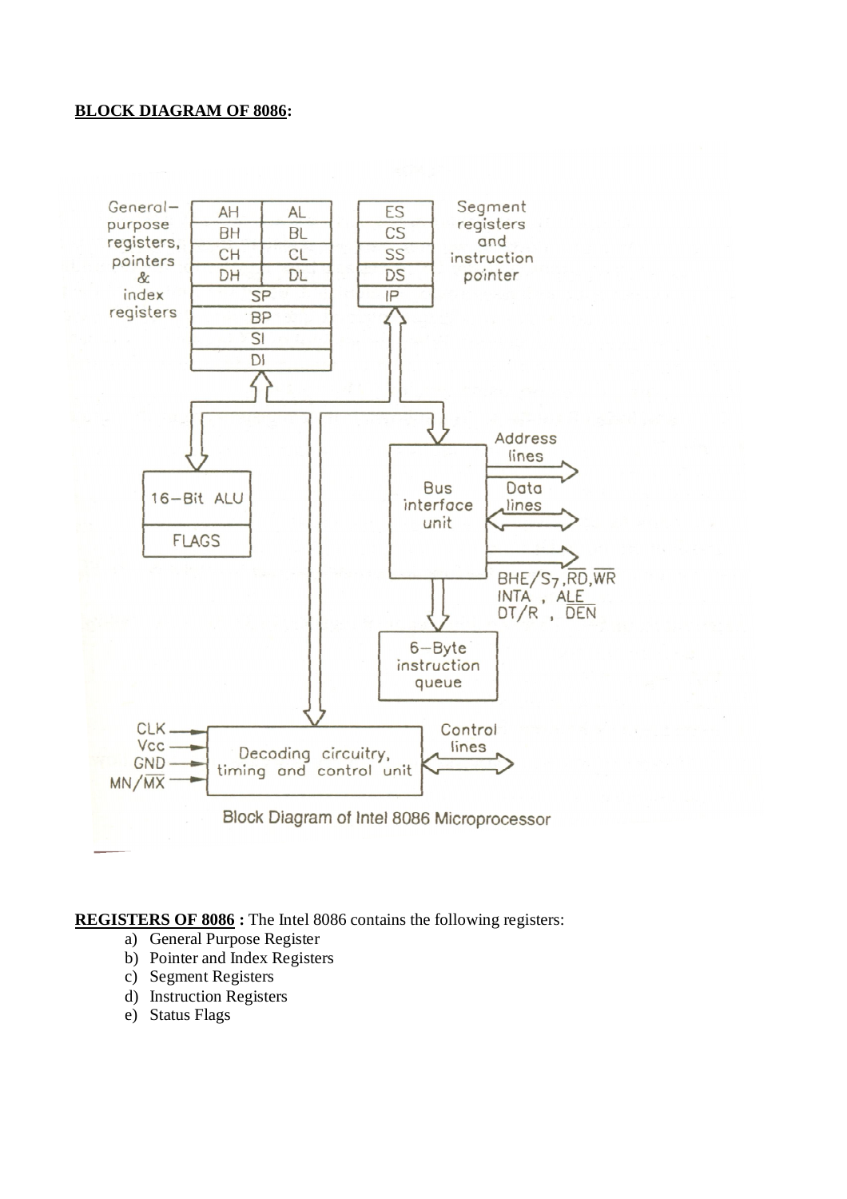**BLOCK DIAGRAM OF 8086:**

Block Diagram of Intel 8086 Microprocessor

**REGISTERS OF 8086 :** The Intel 8086 contains the following registers:

a) General Purpose Register
b) Pointer and Index Registers
c) Segment Registers
d) Instruction Registers
e) Status Flags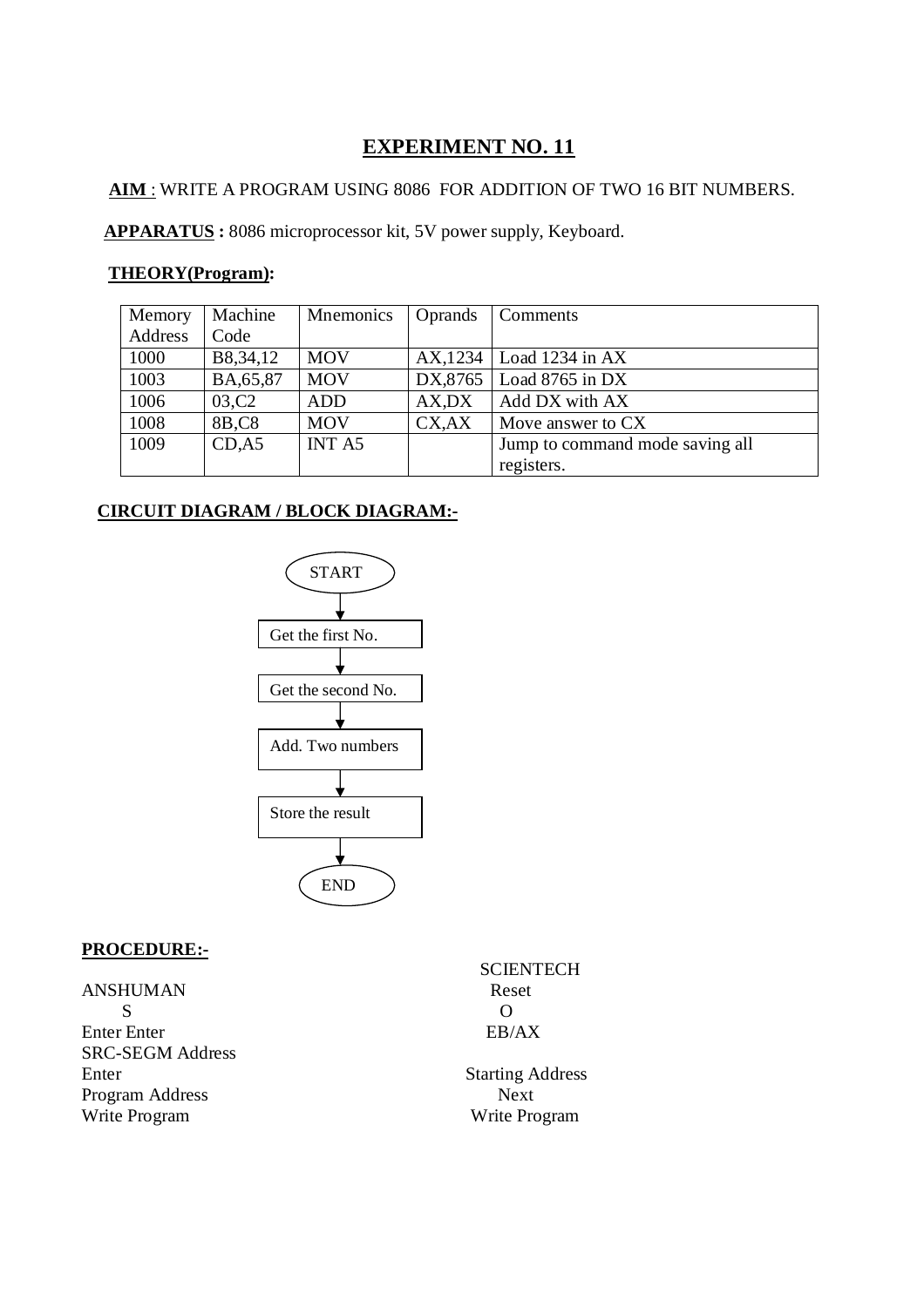## EXPERIMENT NO. 11

**AIM** : WRITE A PROGRAM USING 8086 FOR ADDITION OF TWO 16 BIT NUMBERS.

**APPARATUS :** 8086 microprocessor kit, 5V power supply, Keyboard.

**THEORY(Program):**

| Memory Address | Machine Code | Mnemonics | Oprands | Comments |
|---|---|---|---|---|
| 1000 | B8,34,12 | MOV | AX,1234 | Load 1234 in AX |
| 1003 | BA,65,87 | MOV | DX,8765 | Load 8765 in DX |
| 1006 | 03,C2 | ADD | AX,DX | Add DX with AX |
| 1008 | 8B,C8 | MOV | CX,AX | Move answer to CX |
| 1009 | CD,A5 | INT A5 | | Jump to command mode saving all registers. |

**CIRCUIT DIAGRAM / BLOCK DIAGRAM:-**

START → Get the first No. → Get the second No. → Add. Two numbers → Store the result → END

**PROCEDURE:-**

| ANSHUMAN | SCIENTECH |
|---|---|
| | Reset |
| S | O |
| Enter Enter | EB/AX |
| SRC-SEGM Address | |
| Enter | Starting Address |
| Program Address | Next |
| Write Program | Write Program |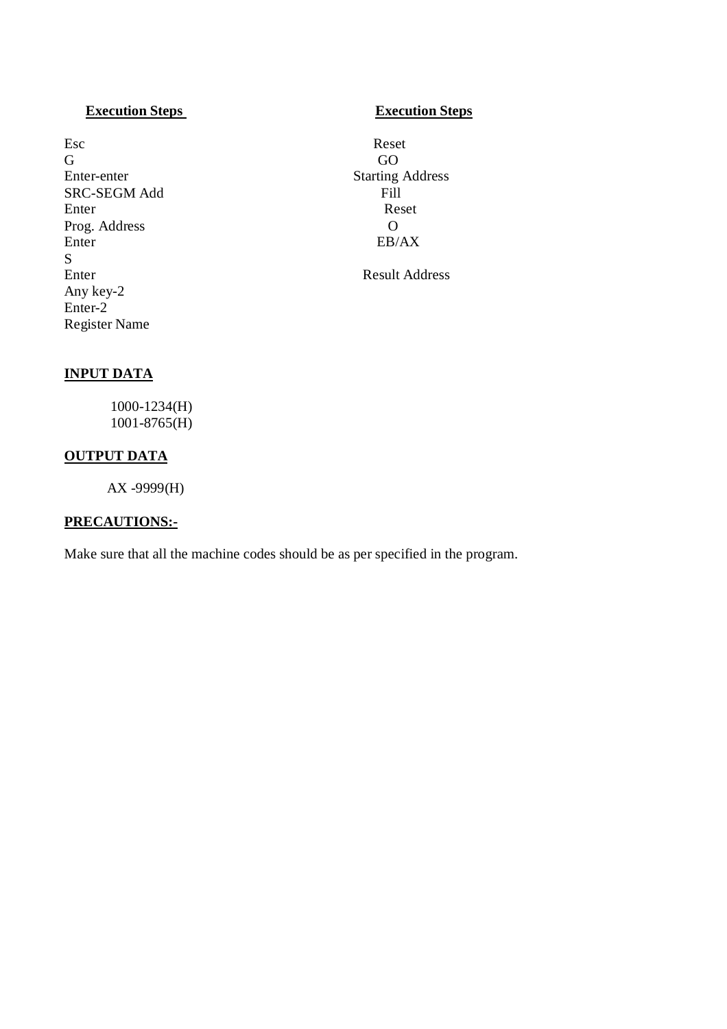**Execution Steps**

Esc
G
Enter-enter
SRC-SEGM Add
Enter
Prog. Address
Enter
S
Enter
Any key-2
Enter-2
Register Name

**Execution Steps**

Reset
GO
Starting Address
Fill
Reset
O
EB/AX

Result Address

## INPUT DATA

1000-1234(H)
1001-8765(H)

## OUTPUT DATA

AX -9999(H)

## PRECAUTIONS:-

Make sure that all the machine codes should be as per specified in the program.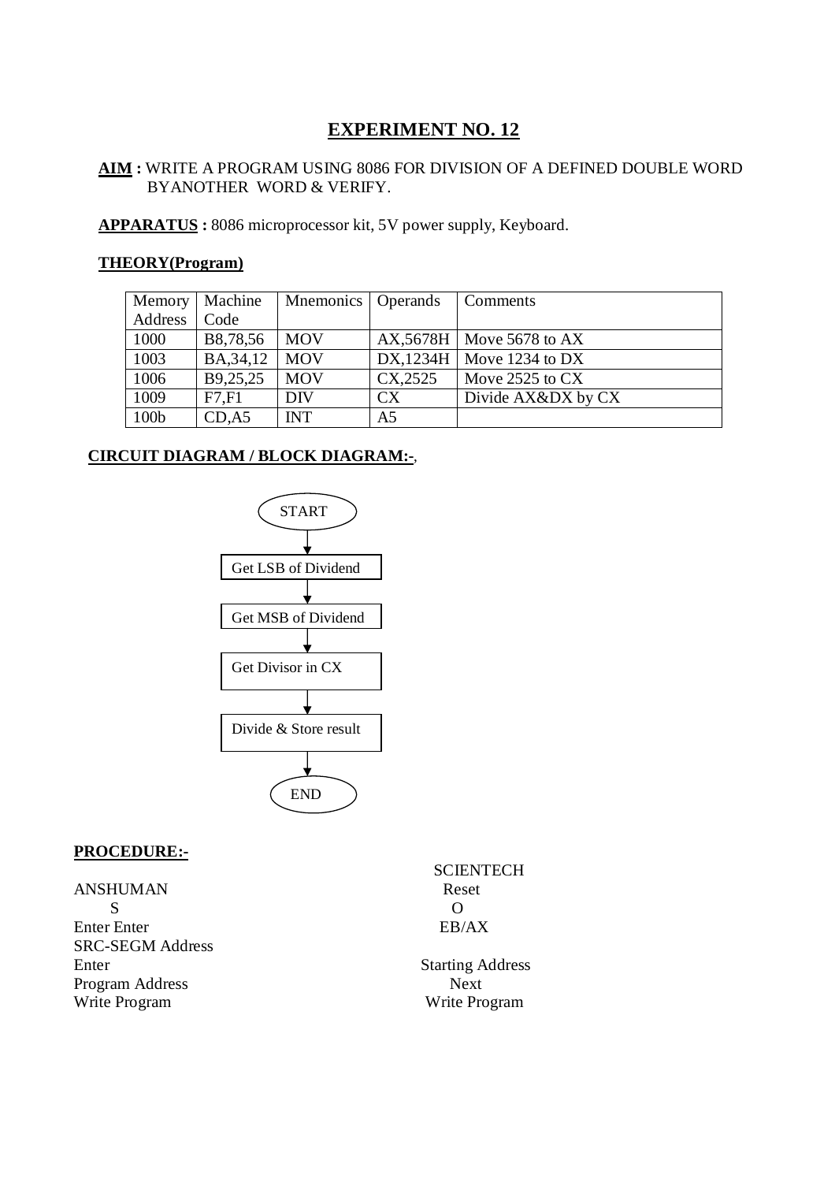## EXPERIMENT NO. 12

**AIM :** WRITE A PROGRAM USING 8086 FOR DIVISION OF A DEFINED DOUBLE WORD BYANOTHER WORD & VERIFY.

**APPARATUS :** 8086 microprocessor kit, 5V power supply, Keyboard.

**THEORY(Program)**

| Memory Address | Machine Code | Mnemonics | Operands | Comments |
|---|---|---|---|---|
| 1000 | B8,78,56 | MOV | AX,5678H | Move 5678 to AX |
| 1003 | BA,34,12 | MOV | DX,1234H | Move 1234 to DX |
| 1006 | B9,25,25 | MOV | CX,2525 | Move 2525 to CX |
| 1009 | F7,F1 | DIV | CX | Divide AX&DX by CX |
| 100b | CD,A5 | INT | A5 | |

**CIRCUIT DIAGRAM / BLOCK DIAGRAM:-**,

START → Get LSB of Dividend → Get MSB of Dividend → Get Divisor in CX → Divide & Store result → END

**PROCEDURE:-**

| ANSHUMAN | SCIENTECH |
|---|---|
| | Reset |
| S | O |
| Enter Enter | EB/AX |
| SRC-SEGM Address | |
| Enter | Starting Address |
| Program Address | Next |
| Write Program | Write Program |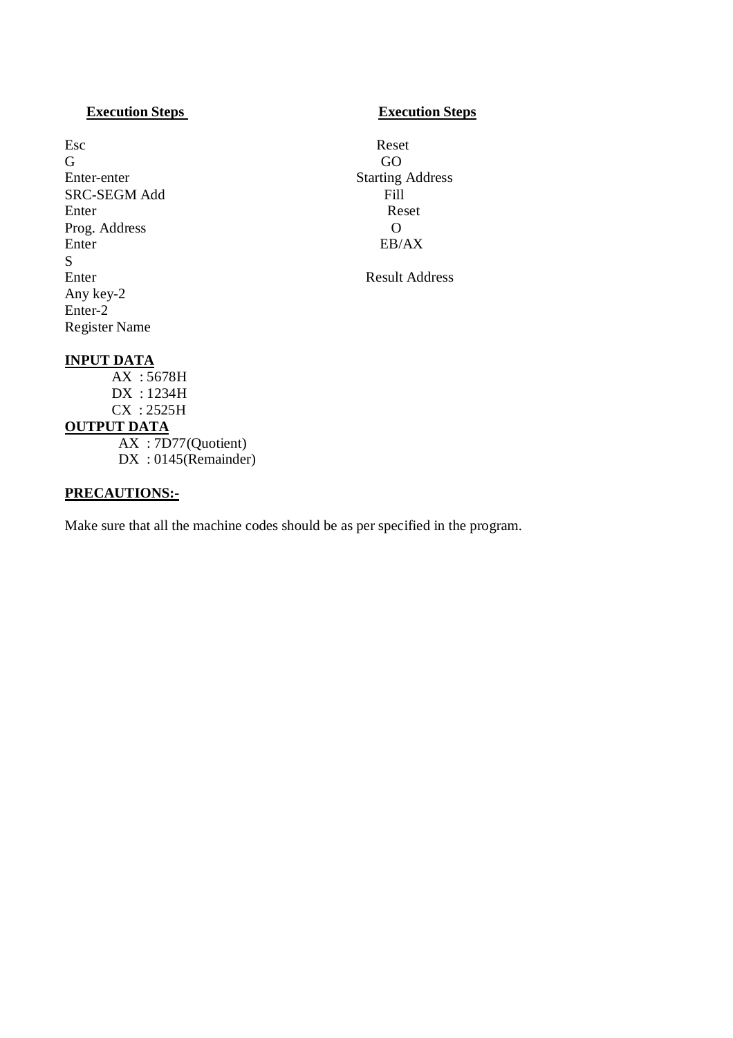| **Execution Steps** | **Execution Steps** |
| --- | --- |
| Esc | Reset |
| G | GO |
| Enter-enter | Starting Address |
| SRC-SEGM Add | Fill |
| Enter | Reset |
| Prog. Address | O |
| Enter | EB/AX |
| S | |
| Enter | Result Address |
| Any key-2 | |
| Enter-2 | |
| Register Name | |

**INPUT DATA**

AX : 5678H
DX : 1234H
CX : 2525H

**OUTPUT DATA**

AX : 7D77(Quotient)
DX : 0145(Remainder)

**PRECAUTIONS:-**

Make sure that all the machine codes should be as per specified in the program.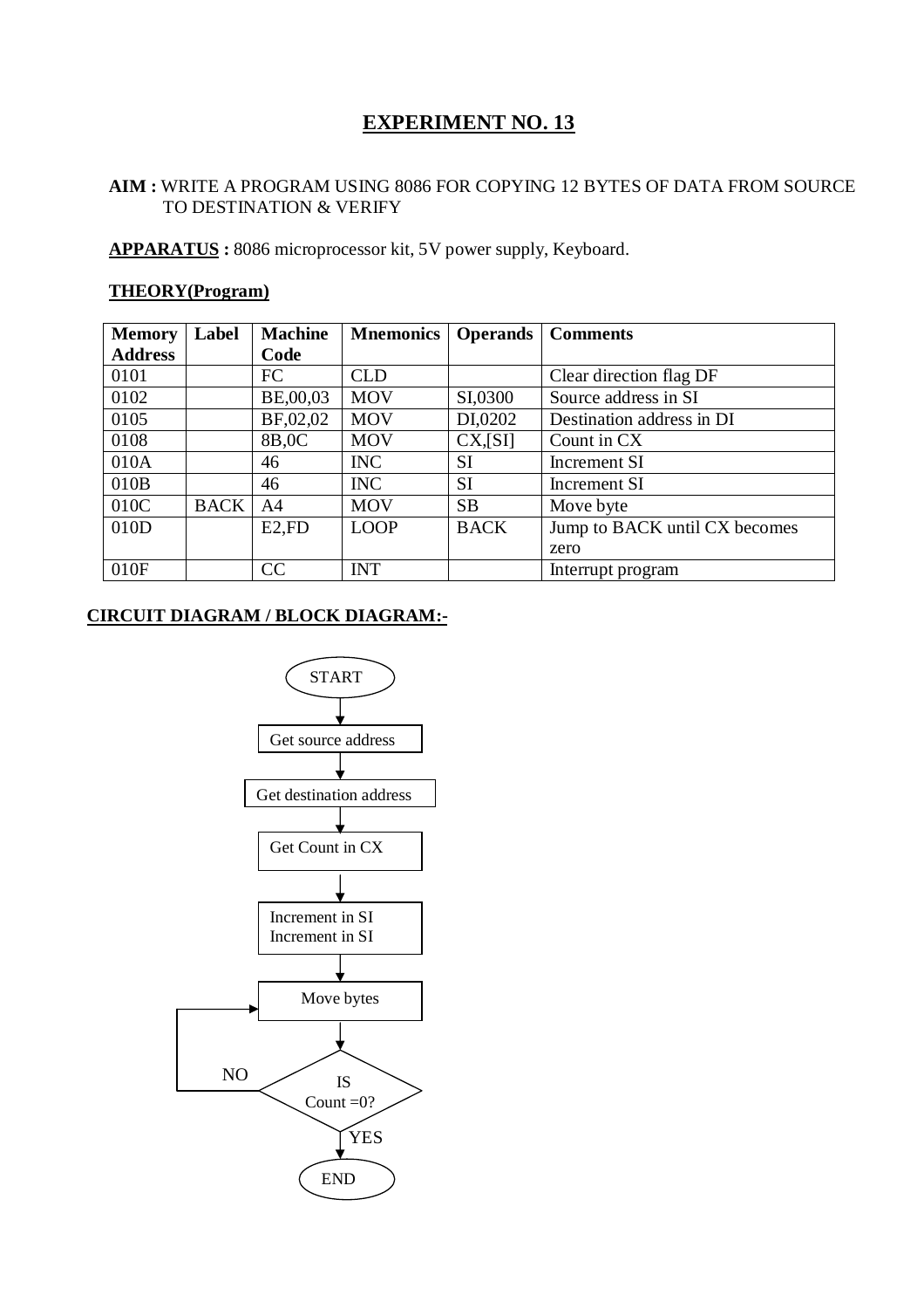## EXPERIMENT NO. 13

**AIM :** WRITE A PROGRAM USING 8086 FOR COPYING 12 BYTES OF DATA FROM SOURCE TO DESTINATION & VERIFY

**APPARATUS :** 8086 microprocessor kit, 5V power supply, Keyboard.

**THEORY(Program)**

| Memory Address | Label | Machine Code | Mnemonics | Operands | Comments |
|---|---|---|---|---|---|
| 0101 | | FC | CLD | | Clear direction flag DF |
| 0102 | | BE,00,03 | MOV | SI,0300 | Source address in SI |
| 0105 | | BF,02,02 | MOV | DI,0202 | Destination address in DI |
| 0108 | | 8B,0C | MOV | CX,[SI] | Count in CX |
| 010A | | 46 | INC | SI | Increment SI |
| 010B | | 46 | INC | SI | Increment SI |
| 010C | BACK | A4 | MOV | SB | Move byte |
| 010D | | E2,FD | LOOP | BACK | Jump to BACK until CX becomes zero |
| 010F | | CC | INT | | Interrupt program |

**CIRCUIT DIAGRAM / BLOCK DIAGRAM:-**

START → Get source address → Get destination address → Get Count in CX → Increment in SI, Increment in SI → Move bytes → IS Count =0? (NO → Move bytes; YES → END)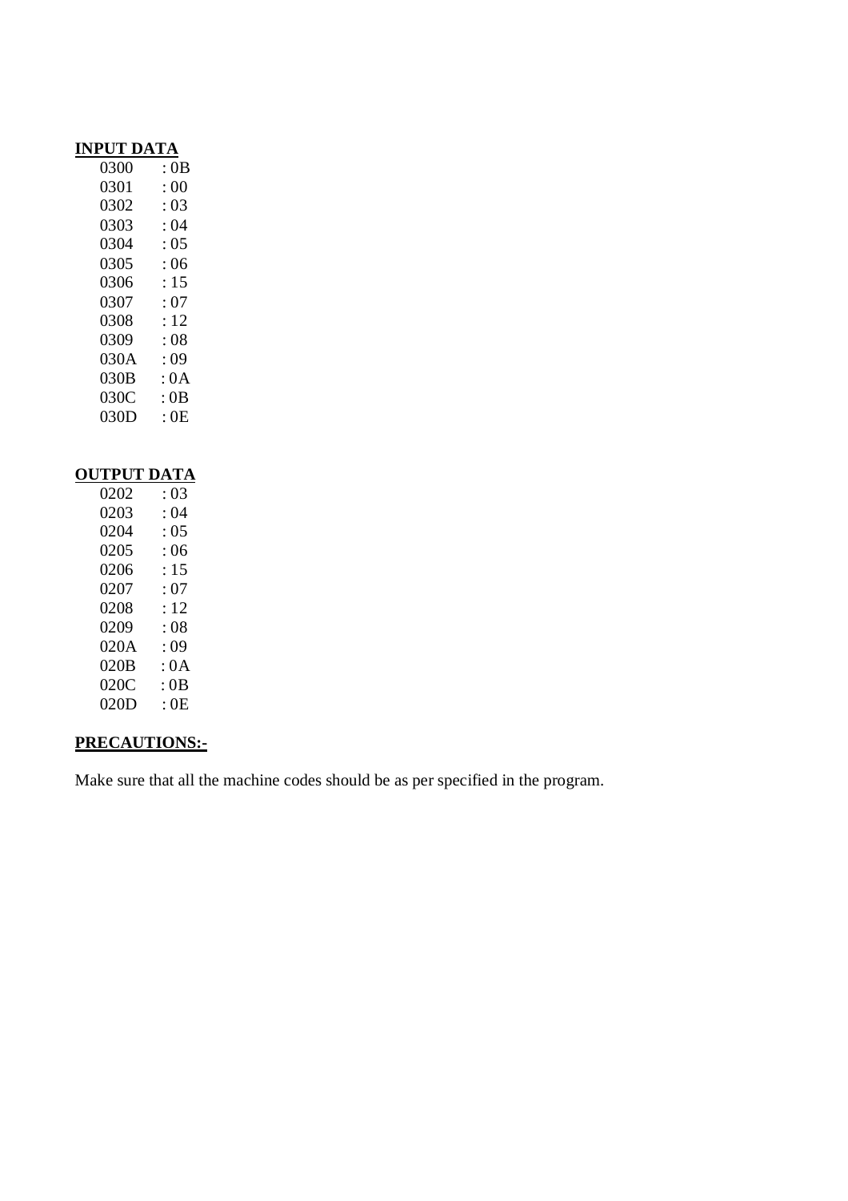**INPUT DATA**

```
0300    : 0B
0301    : 00
0302    : 03
0303    : 04
0304    : 05
0305    : 06
0306    : 15
0307    : 07
0308    : 12
0309    : 08
030A    : 09
030B    : 0A
030C    : 0B
030D    : 0E
```

**OUTPUT DATA**

```
0202    : 03
0203    : 04
0204    : 05
0205    : 06
0206    : 15
0207    : 07
0208    : 12
0209    : 08
020A    : 09
020B    : 0A
020C    : 0B
020D    : 0E
```

**PRECAUTIONS:-**

Make sure that all the machine codes should be as per specified in the program.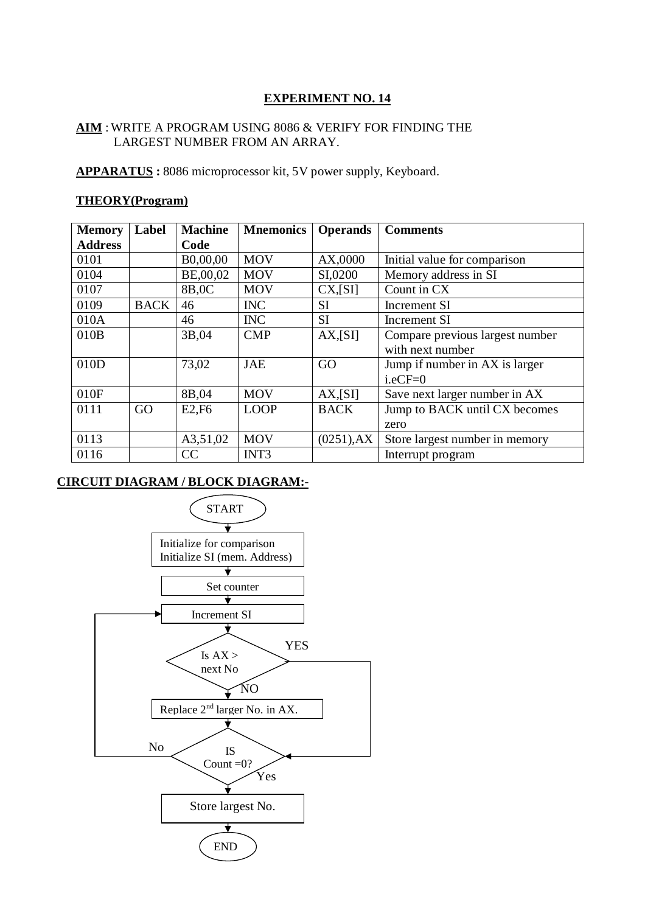## EXPERIMENT NO. 14

**AIM** : WRITE A PROGRAM USING 8086 & VERIFY FOR FINDING THE LARGEST NUMBER FROM AN ARRAY.

**APPARATUS :** 8086 microprocessor kit, 5V power supply, Keyboard.

**THEORY(Program)**

| Memory Address | Label | Machine Code | Mnemonics | Operands | Comments |
|---|---|---|---|---|---|
| 0101 | | B0,00,00 | MOV | AX,0000 | Initial value for comparison |
| 0104 | | BE,00,02 | MOV | SI,0200 | Memory address in SI |
| 0107 | | 8B,0C | MOV | CX,[SI] | Count in CX |
| 0109 | BACK | 46 | INC | SI | Increment SI |
| 010A | | 46 | INC | SI | Increment SI |
| 010B | | 3B,04 | CMP | AX,[SI] | Compare previous largest number with next number |
| 010D | | 73,02 | JAE | GO | Jump if number in AX is larger i.eCF=0 |
| 010F | | 8B,04 | MOV | AX,[SI] | Save next larger number in AX |
| 0111 | GO | E2,F6 | LOOP | BACK | Jump to BACK until CX becomes zero |
| 0113 | | A3,51,02 | MOV | (0251),AX | Store largest number in memory |
| 0116 | | CC | INT3 | | Interrupt program |

**CIRCUIT DIAGRAM / BLOCK DIAGRAM:-**

START
Initialize for comparison
Initialize SI (mem. Address)
Set counter
Increment SI
Is AX > next No — YES / NO
Replace 2nd larger No. in AX.
IS Count =0? — No / Yes
Store largest No.
END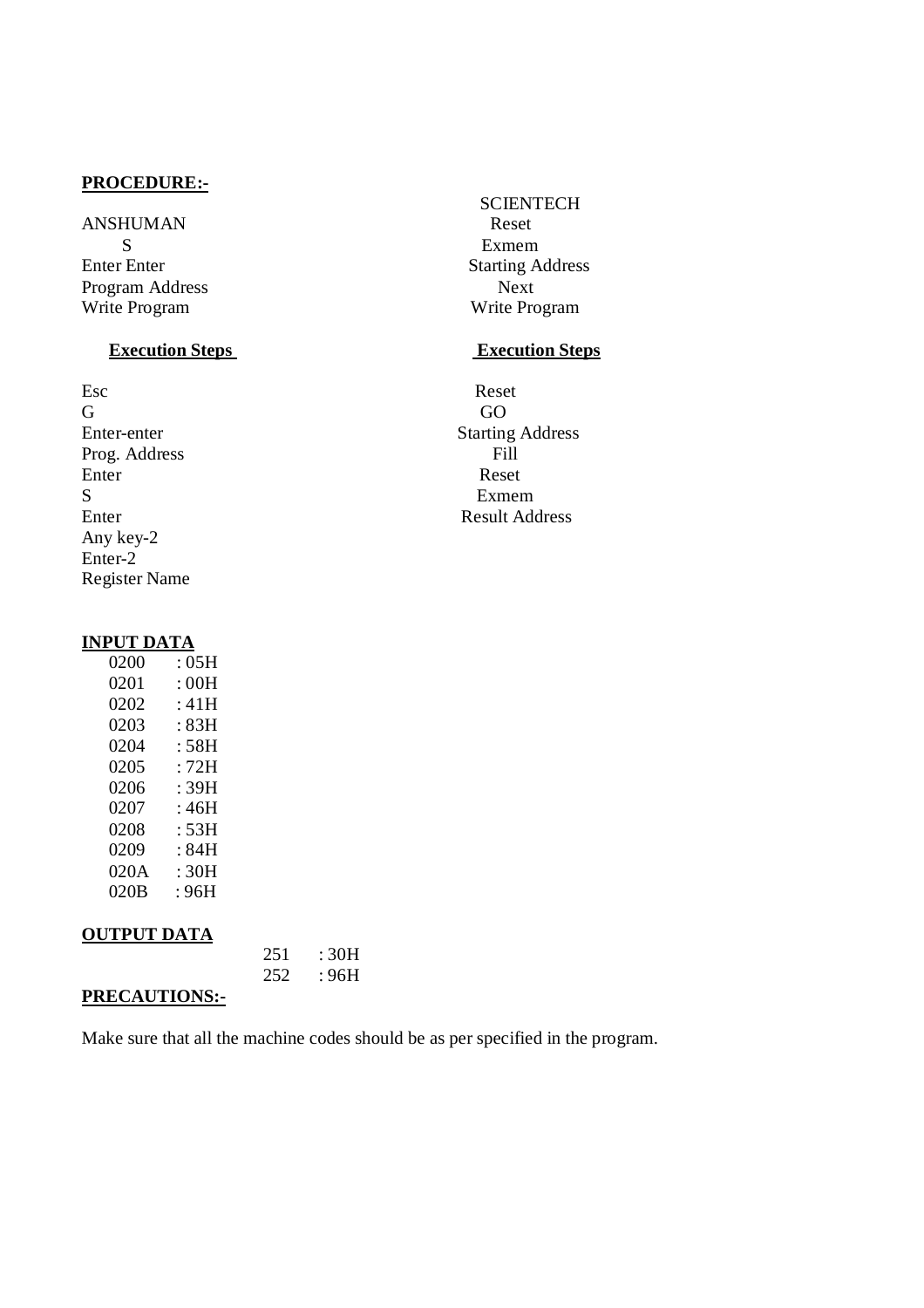**PROCEDURE:-**

| ANSHUMAN | SCIENTECH |
|---|---|
| S | Reset |
| Enter Enter | Exmem |
| Program Address | Starting Address |
| Write Program | Next |
| | Write Program |

| **Execution Steps** | **Execution Steps** |
|---|---|
| Esc | Reset |
| G | GO |
| Enter-enter | Starting Address |
| Prog. Address | Fill |
| Enter | Reset |
| S | Exmem |
| Enter | Result Address |
| Any key-2 | |
| Enter-2 | |
| Register Name | |

**INPUT DATA**

0200 : 05H
0201 : 00H
0202 : 41H
0203 : 83H
0204 : 58H
0205 : 72H
0206 : 39H
0207 : 46H
0208 : 53H
0209 : 84H
020A : 30H
020B : 96H

**OUTPUT DATA**

251 : 30H
252 : 96H

**PRECAUTIONS:-**

Make sure that all the machine codes should be as per specified in the program.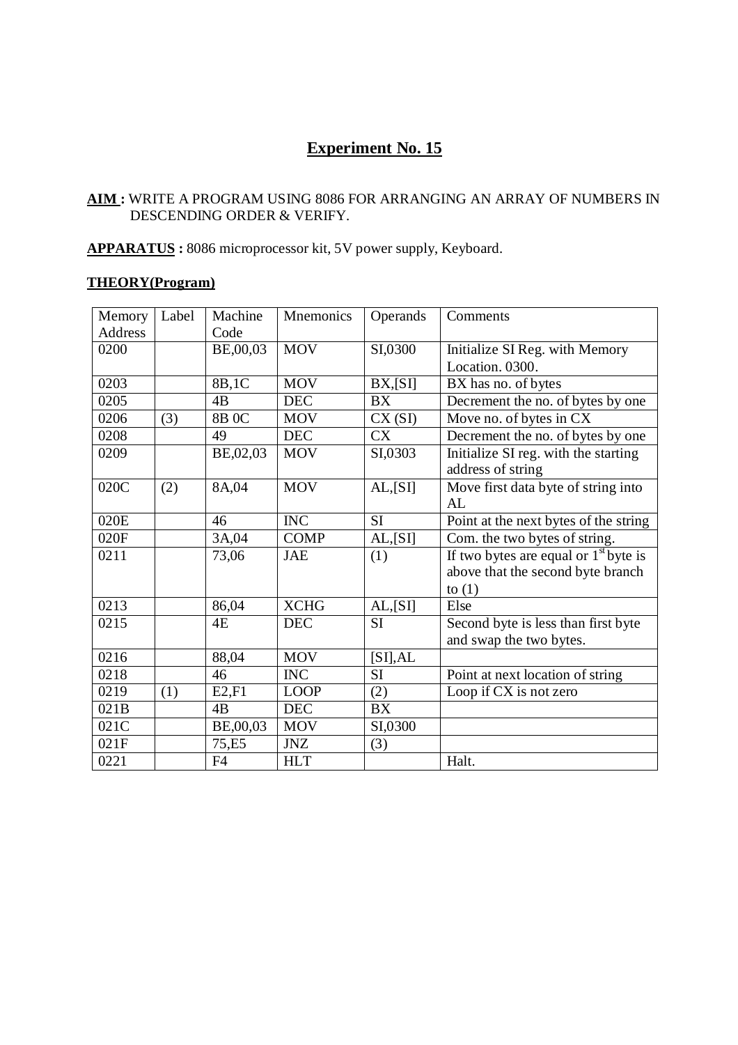# Experiment No. 15

**AIM :** WRITE A PROGRAM USING 8086 FOR ARRANGING AN ARRAY OF NUMBERS IN DESCENDING ORDER & VERIFY.

**APPARATUS :** 8086 microprocessor kit, 5V power supply, Keyboard.

**THEORY(Program)**

| Memory Address | Label | Machine Code | Mnemonics | Operands | Comments |
|---|---|---|---|---|---|
| 0200 | | BE,00,03 | MOV | SI,0300 | Initialize SI Reg. with Memory Location. 0300. |
| 0203 | | 8B,1C | MOV | BX,[SI] | BX has no. of bytes |
| 0205 | | 4B | DEC | BX | Decrement the no. of bytes by one |
| 0206 | (3) | 8B 0C | MOV | CX (SI) | Move no. of bytes in CX |
| 0208 | | 49 | DEC | CX | Decrement the no. of bytes by one |
| 0209 | | BE,02,03 | MOV | SI,0303 | Initialize SI reg. with the starting address of string |
| 020C | (2) | 8A,04 | MOV | AL,[SI] | Move first data byte of string into AL |
| 020E | | 46 | INC | SI | Point at the next bytes of the string |
| 020F | | 3A,04 | COMP | AL,[SI] | Com. the two bytes of string. |
| 0211 | | 73,06 | JAE | (1) | If two bytes are equal or 1st byte is above that the second byte branch to (1) |
| 0213 | | 86,04 | XCHG | AL,[SI] | Else |
| 0215 | | 4E | DEC | SI | Second byte is less than first byte and swap the two bytes. |
| 0216 | | 88,04 | MOV | [SI],AL | |
| 0218 | | 46 | INC | SI | Point at next location of string |
| 0219 | (1) | E2,F1 | LOOP | (2) | Loop if CX is not zero |
| 021B | | 4B | DEC | BX | |
| 021C | | BE,00,03 | MOV | SI,0300 | |
| 021F | | 75,E5 | JNZ | (3) | |
| 0221 | | F4 | HLT | | Halt. |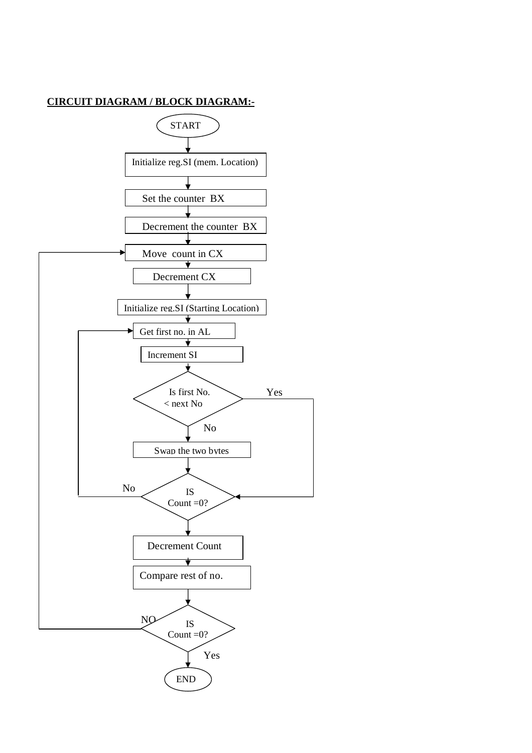**CIRCUIT DIAGRAM / BLOCK DIAGRAM:-**

START

Initialize reg.SI (mem. Location)

Set the counter BX

Decrement the counter BX

Move count in CX

Decrement CX

Initialize reg.SI (Starting Location)

Get first no. in AL

Increment SI

Is first No. < next No

Yes

No

Swap the two bytes

No

IS Count =0?

Decrement Count

Compare rest of no.

NO

IS Count =0?

Yes

END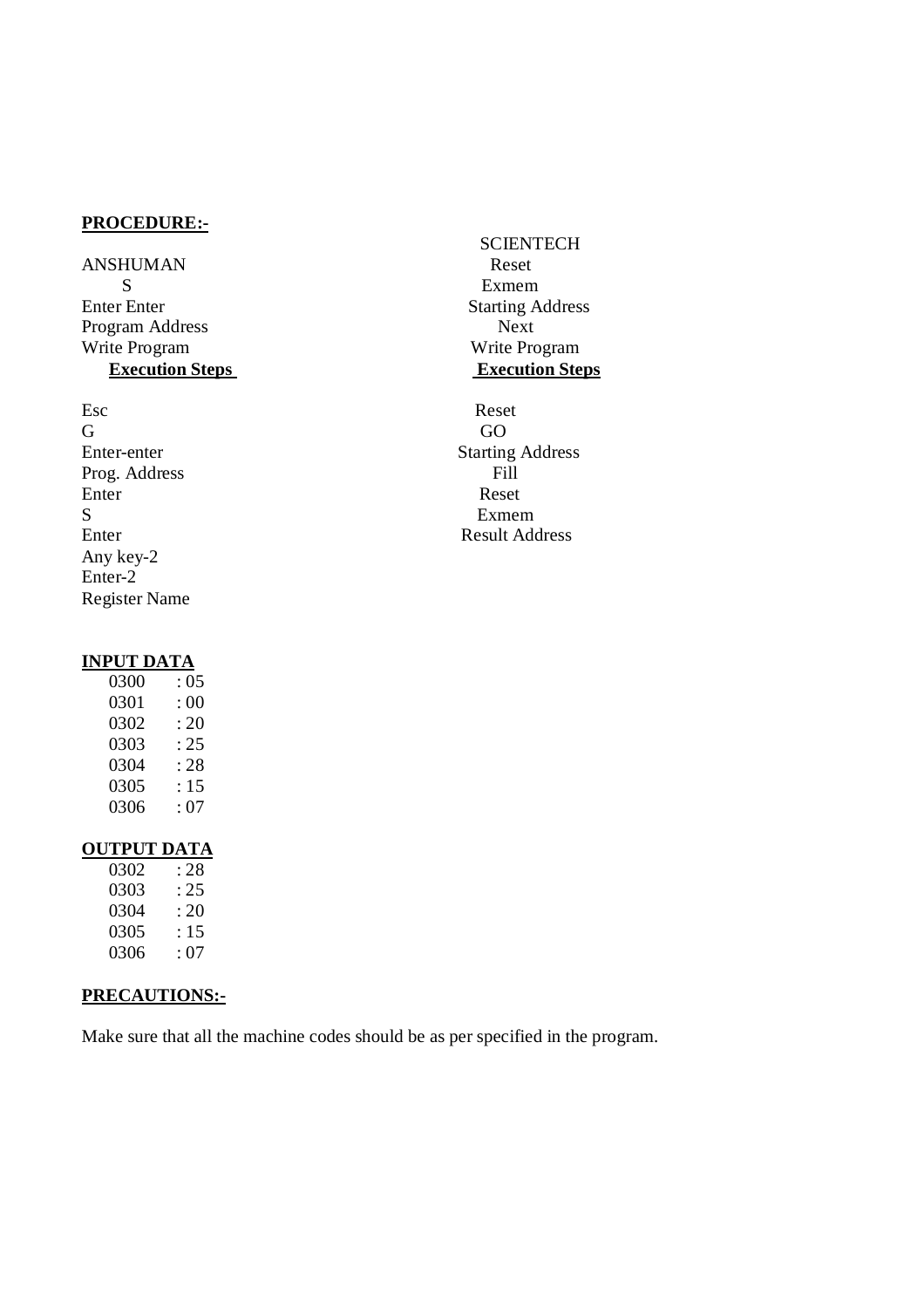**PROCEDURE:-**

| ANSHUMAN | SCIENTECH |
|---|---|
| S | Reset |
| Enter Enter | Exmem |
| Program Address | Starting Address |
| Write Program | Next |
| | Write Program |
| **Execution Steps** | **Execution Steps** |
| Esc | Reset |
| G | GO |
| Enter-enter | Starting Address |
| Prog. Address | Fill |
| Enter | Reset |
| S | Exmem |
| Enter | Result Address |
| Any key-2 | |
| Enter-2 | |
| Register Name | |

**INPUT DATA**

| | |
|---|---|
| 0300 | : 05 |
| 0301 | : 00 |
| 0302 | : 20 |
| 0303 | : 25 |
| 0304 | : 28 |
| 0305 | : 15 |
| 0306 | : 07 |

**OUTPUT DATA**

| | |
|---|---|
| 0302 | : 28 |
| 0303 | : 25 |
| 0304 | : 20 |
| 0305 | : 15 |
| 0306 | : 07 |

**PRECAUTIONS:-**

Make sure that all the machine codes should be as per specified in the program.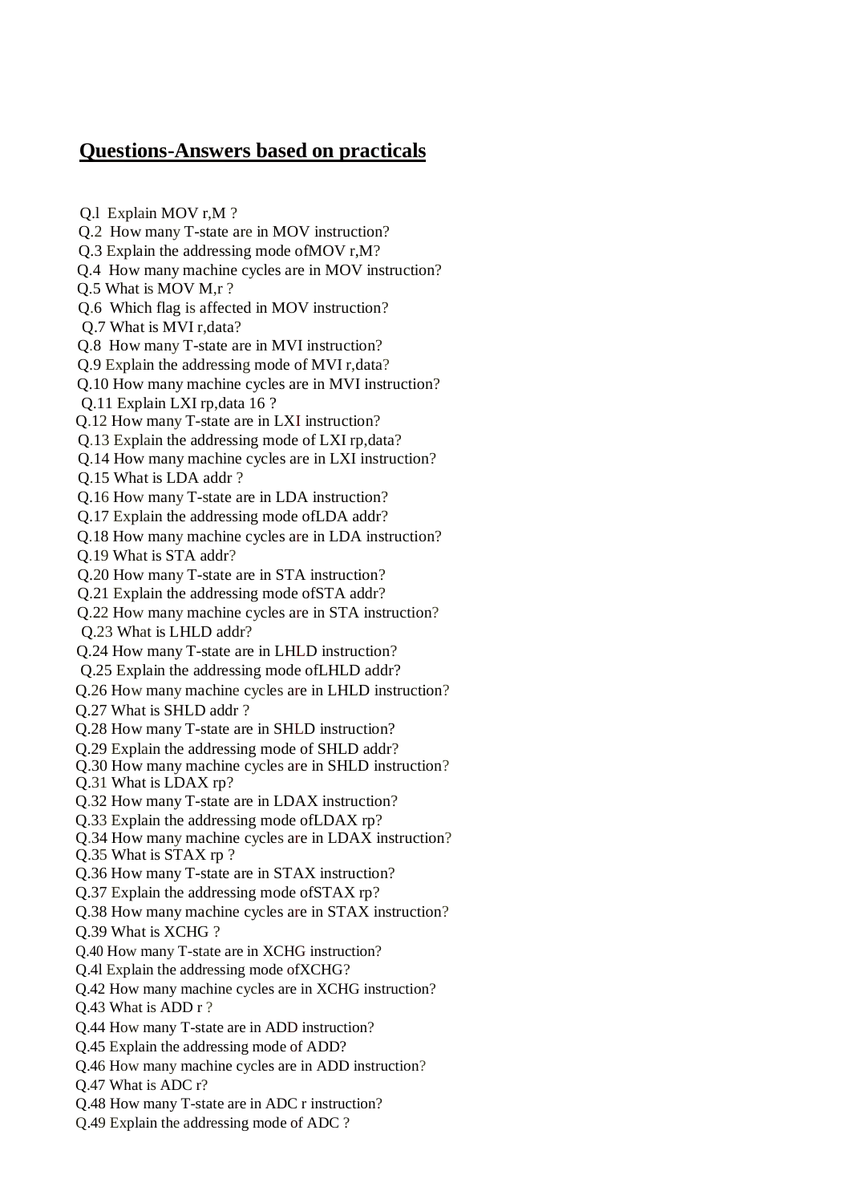## Questions-Answers based on practicals

Q.l Explain MOV r,M ?
Q.2 How many T-state are in MOV instruction?
Q.3 Explain the addressing mode ofMOV r,M?
Q.4 How many machine cycles are in MOV instruction?
Q.5 What is MOV M,r ?
Q.6 Which flag is affected in MOV instruction?
Q.7 What is MVI r,data?
Q.8 How many T-state are in MVI instruction?
Q.9 Explain the addressing mode of MVI r,data?
Q.10 How many machine cycles are in MVI instruction?
Q.11 Explain LXI rp,data 16 ?
Q.12 How many T-state are in LXI instruction?
Q.13 Explain the addressing mode of LXI rp,data?
Q.14 How many machine cycles are in LXI instruction?
Q.15 What is LDA addr ?
Q.16 How many T-state are in LDA instruction?
Q.17 Explain the addressing mode ofLDA addr?
Q.18 How many machine cycles are in LDA instruction?
Q.19 What is STA addr?
Q.20 How many T-state are in STA instruction?
Q.21 Explain the addressing mode ofSTA addr?
Q.22 How many machine cycles are in STA instruction?
Q.23 What is LHLD addr?
Q.24 How many T-state are in LHLD instruction?
Q.25 Explain the addressing mode ofLHLD addr?
Q.26 How many machine cycles are in LHLD instruction?
Q.27 What is SHLD addr ?
Q.28 How many T-state are in SHLD instruction?
Q.29 Explain the addressing mode of SHLD addr?
Q.30 How many machine cycles are in SHLD instruction?
Q.31 What is LDAX rp?
Q.32 How many T-state are in LDAX instruction?
Q.33 Explain the addressing mode ofLDAX rp?
Q.34 How many machine cycles are in LDAX instruction?
Q.35 What is STAX rp ?
Q.36 How many T-state are in STAX instruction?
Q.37 Explain the addressing mode ofSTAX rp?
Q.38 How many machine cycles are in STAX instruction?
Q.39 What is XCHG ?
Q.40 How many T-state are in XCHG instruction?
Q.4l Explain the addressing mode ofXCHG?
Q.42 How many machine cycles are in XCHG instruction?
Q.43 What is ADD r ?
Q.44 How many T-state are in ADD instruction?
Q.45 Explain the addressing mode of ADD?
Q.46 How many machine cycles are in ADD instruction?
Q.47 What is ADC r?
Q.48 How many T-state are in ADC r instruction?
Q.49 Explain the addressing mode of ADC ?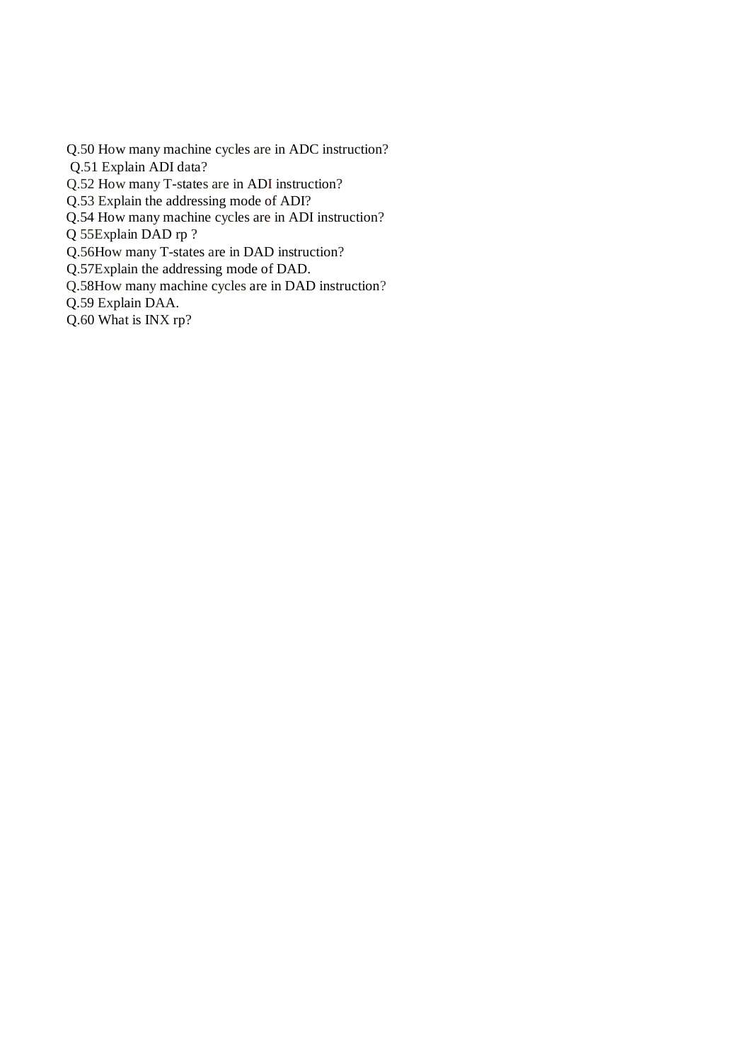Q.50 How many machine cycles are in ADC instruction?
Q.51 Explain ADI data?
Q.52 How many T-states are in ADI instruction?
Q.53 Explain the addressing mode of ADI?
Q.54 How many machine cycles are in ADI instruction?
Q 55Explain DAD rp ?
Q.56How many T-states are in DAD instruction?
Q.57Explain the addressing mode of DAD.
Q.58How many machine cycles are in DAD instruction?
Q.59 Explain DAA.
Q.60 What is INX rp?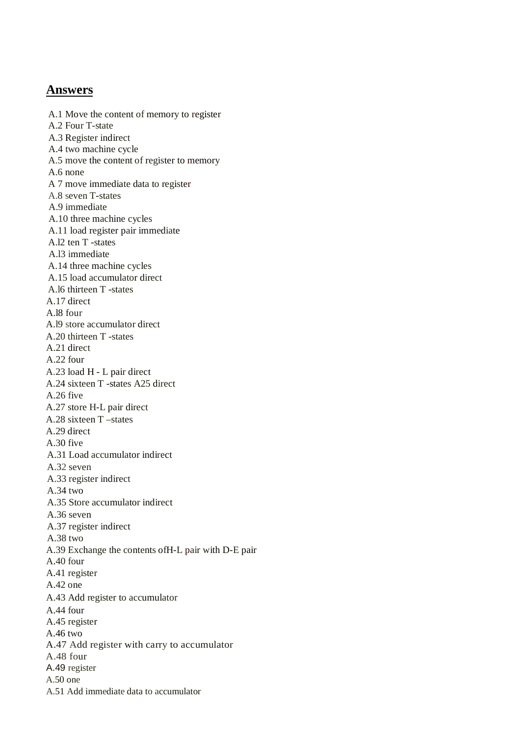## **Answers**

A.1 Move the content of memory to register  
A.2 Four T-state  
A.3 Register indirect  
A.4 two machine cycle  
A.5 move the content of register to memory  
A.6 none  
A 7 move immediate data to register  
A.8 seven T-states  
A.9 immediate  
A.10 three machine cycles  
A.11 load register pair immediate  
A.l2 ten T -states  
A.l3 immediate  
A.14 three machine cycles  
A.15 load accumulator direct  
A.l6 thirteen T -states  
A.17 direct  
A.l8 four  
A.l9 store accumulator direct  
A.20 thirteen T -states  
A.21 direct  
A.22 four  
A.23 load H - L pair direct  
A.24 sixteen T -states A25 direct  
A.26 five  
A.27 store H-L pair direct  
A.28 sixteen T –states  
A.29 direct  
A.30 five  
A.31 Load accumulator indirect  
A.32 seven  
A.33 register indirect  
A.34 two  
A.35 Store accumulator indirect  
A.36 seven  
A.37 register indirect  
A.38 two  
A.39 Exchange the contents ofH-L pair with D-E pair  
A.40 four  
A.41 register  
A.42 one  
A.43 Add register to accumulator  
A.44 four  
A.45 register  
A.46 two  
A.47 Add register with carry to accumulator  
A.48 four  
A.49 register  
A.50 one  
A.51 Add immediate data to accumulator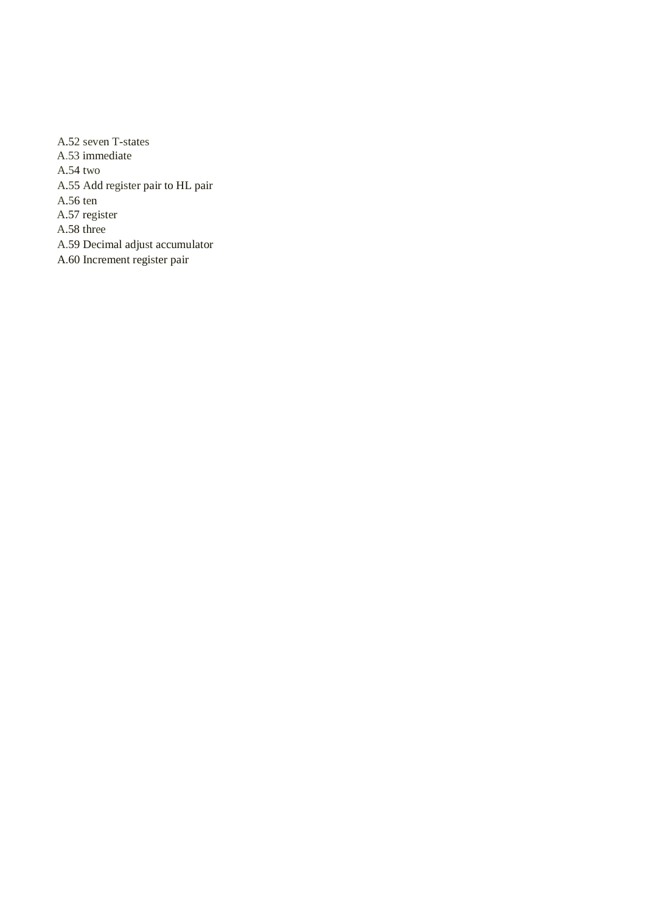A.52 seven T-states
A.53 immediate
A.54 two
A.55 Add register pair to HL pair
A.56 ten
A.57 register
A.58 three
A.59 Decimal adjust accumulator
A.60 Increment register pair